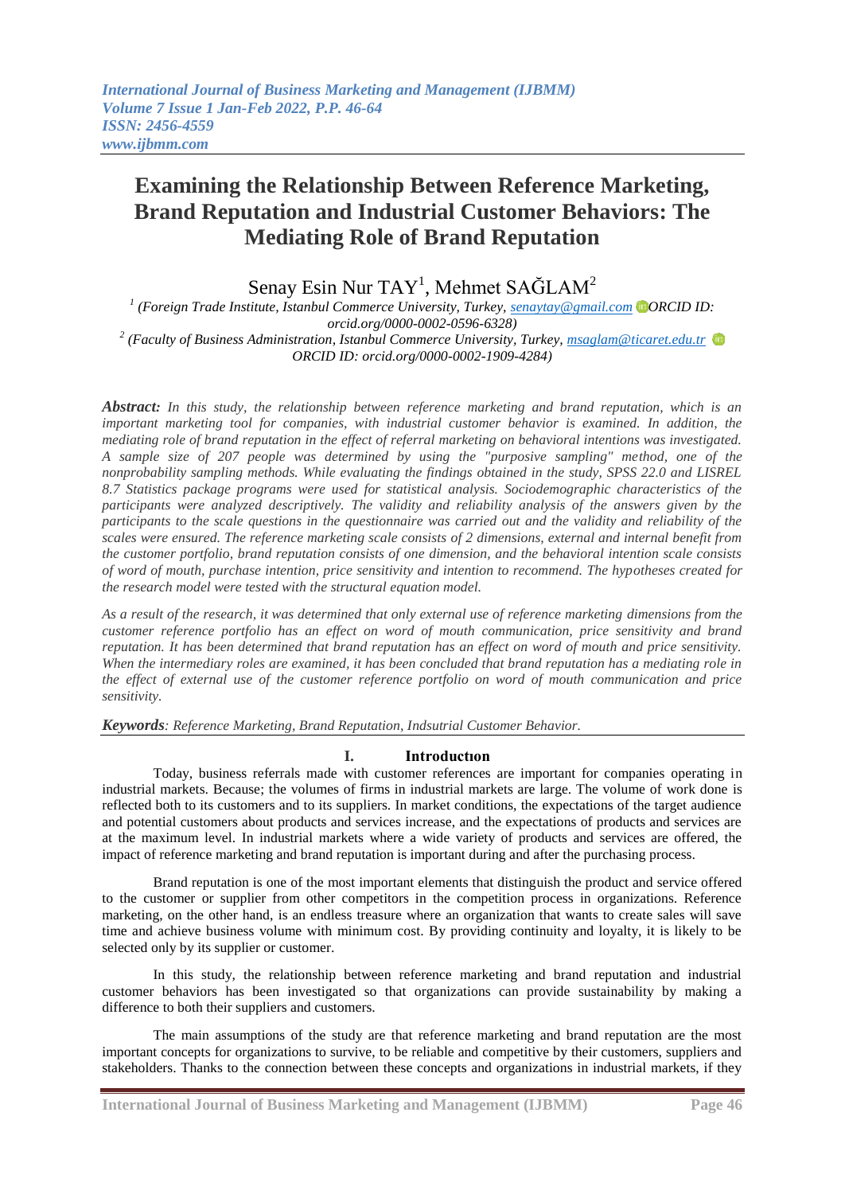# Examining the Relationship Between Reference Marketing, Brand Reputation and Industrial Customer Behaviors: The Mediating Role of Brand Reputation

Senay Esin Nur TAY[1], Mehmet SAĞLAM[2]

[1] *(Foreign Trade Institute, Istanbul Commerce University, Turkey, senaytay@gmail.com ORCID ID: orcid.org/0000-0002-0596-6328)*

[2] *(Faculty of Business Administration, Istanbul Commerce University, Turkey, msaglam@ticaret.edu.tr ORCID ID: orcid.org/0000-0002-1909-4284)*

***Abstract:*** *In this study, the relationship between reference marketing and brand reputation, which is an important marketing tool for companies, with industrial customer behavior is examined. In addition, the mediating role of brand reputation in the effect of referral marketing on behavioral intentions was investigated. A sample size of 207 people was determined by using the "purposive sampling" method, one of the nonprobability sampling methods. While evaluating the findings obtained in the study, SPSS 22.0 and LISREL 8.7 Statistics package programs were used for statistical analysis. Sociodemographic characteristics of the participants were analyzed descriptively. The validity and reliability analysis of the answers given by the participants to the scale questions in the questionnaire was carried out and the validity and reliability of the scales were ensured. The reference marketing scale consists of 2 dimensions, external and internal benefit from the customer portfolio, brand reputation consists of one dimension, and the behavioral intention scale consists of word of mouth, purchase intention, price sensitivity and intention to recommend. The hypotheses created for the research model were tested with the structural equation model.*

*As a result of the research, it was determined that only external use of reference marketing dimensions from the customer reference portfolio has an effect on word of mouth communication, price sensitivity and brand reputation. It has been determined that brand reputation has an effect on word of mouth and price sensitivity. When the intermediary roles are examined, it has been concluded that brand reputation has a mediating role in the effect of external use of the customer reference portfolio on word of mouth communication and price sensitivity.*

***Keywords****: Reference Marketing, Brand Reputation, Indsutrial Customer Behavior.*

## I. Introductıon

Today, business referrals made with customer references are important for companies operating in industrial markets. Because; the volumes of firms in industrial markets are large. The volume of work done is reflected both to its customers and to its suppliers. In market conditions, the expectations of the target audience and potential customers about products and services increase, and the expectations of products and services are at the maximum level. In industrial markets where a wide variety of products and services are offered, the impact of reference marketing and brand reputation is important during and after the purchasing process.

Brand reputation is one of the most important elements that distinguish the product and service offered to the customer or supplier from other competitors in the competition process in organizations. Reference marketing, on the other hand, is an endless treasure where an organization that wants to create sales will save time and achieve business volume with minimum cost. By providing continuity and loyalty, it is likely to be selected only by its supplier or customer.

In this study, the relationship between reference marketing and brand reputation and industrial customer behaviors has been investigated so that organizations can provide sustainability by making a difference to both their suppliers and customers.

The main assumptions of the study are that reference marketing and brand reputation are the most important concepts for organizations to survive, to be reliable and competitive by their customers, suppliers and stakeholders. Thanks to the connection between these concepts and organizations in industrial markets, if they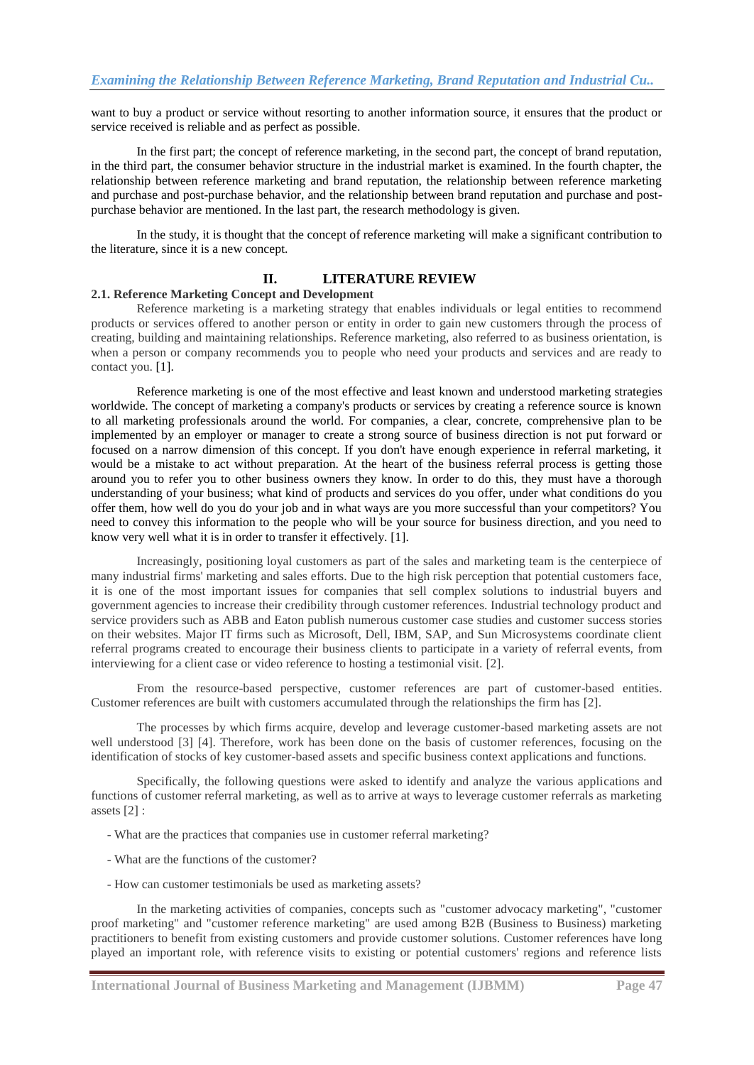want to buy a product or service without resorting to another information source, it ensures that the product or service received is reliable and as perfect as possible.

In the first part; the concept of reference marketing, in the second part, the concept of brand reputation, in the third part, the consumer behavior structure in the industrial market is examined. In the fourth chapter, the relationship between reference marketing and brand reputation, the relationship between reference marketing and purchase and post-purchase behavior, and the relationship between brand reputation and purchase and post-purchase behavior are mentioned. In the last part, the research methodology is given.

In the study, it is thought that the concept of reference marketing will make a significant contribution to the literature, since it is a new concept.

## II. LITERATURE REVIEW

### 2.1. Reference Marketing Concept and Development

Reference marketing is a marketing strategy that enables individuals or legal entities to recommend products or services offered to another person or entity in order to gain new customers through the process of creating, building and maintaining relationships. Reference marketing, also referred to as business orientation, is when a person or company recommends you to people who need your products and services and are ready to contact you. [1].

Reference marketing is one of the most effective and least known and understood marketing strategies worldwide. The concept of marketing a company's products or services by creating a reference source is known to all marketing professionals around the world. For companies, a clear, concrete, comprehensive plan to be implemented by an employer or manager to create a strong source of business direction is not put forward or focused on a narrow dimension of this concept. If you don't have enough experience in referral marketing, it would be a mistake to act without preparation. At the heart of the business referral process is getting those around you to refer you to other business owners they know. In order to do this, they must have a thorough understanding of your business; what kind of products and services do you offer, under what conditions do you offer them, how well do you do your job and in what ways are you more successful than your competitors? You need to convey this information to the people who will be your source for business direction, and you need to know very well what it is in order to transfer it effectively. [1].

Increasingly, positioning loyal customers as part of the sales and marketing team is the centerpiece of many industrial firms' marketing and sales efforts. Due to the high risk perception that potential customers face, it is one of the most important issues for companies that sell complex solutions to industrial buyers and government agencies to increase their credibility through customer references. Industrial technology product and service providers such as ABB and Eaton publish numerous customer case studies and customer success stories on their websites. Major IT firms such as Microsoft, Dell, IBM, SAP, and Sun Microsystems coordinate client referral programs created to encourage their business clients to participate in a variety of referral events, from interviewing for a client case or video reference to hosting a testimonial visit. [2].

From the resource-based perspective, customer references are part of customer-based entities. Customer references are built with customers accumulated through the relationships the firm has [2].

The processes by which firms acquire, develop and leverage customer-based marketing assets are not well understood [3] [4]. Therefore, work has been done on the basis of customer references, focusing on the identification of stocks of key customer-based assets and specific business context applications and functions.

Specifically, the following questions were asked to identify and analyze the various applications and functions of customer referral marketing, as well as to arrive at ways to leverage customer referrals as marketing assets [2] :

- What are the practices that companies use in customer referral marketing?
- What are the functions of the customer?
- How can customer testimonials be used as marketing assets?

In the marketing activities of companies, concepts such as "customer advocacy marketing", "customer proof marketing" and "customer reference marketing" are used among B2B (Business to Business) marketing practitioners to benefit from existing customers and provide customer solutions. Customer references have long played an important role, with reference visits to existing or potential customers' regions and reference lists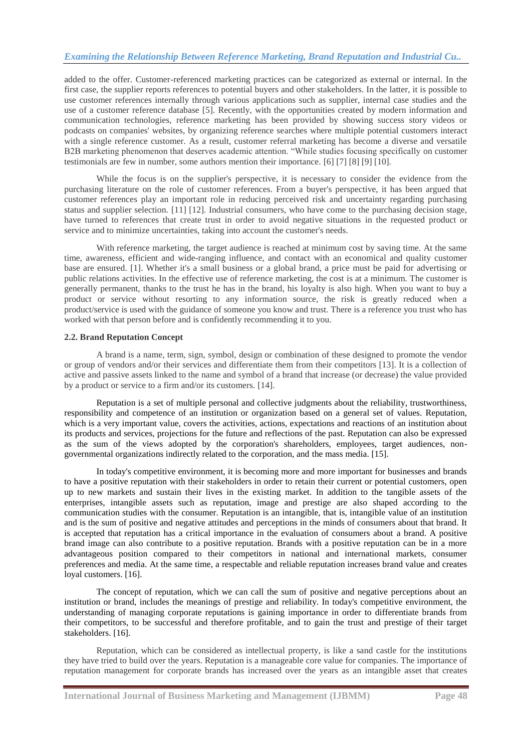added to the offer. Customer-referenced marketing practices can be categorized as external or internal. In the first case, the supplier reports references to potential buyers and other stakeholders. In the latter, it is possible to use customer references internally through various applications such as supplier, internal case studies and the use of a customer reference database [5]. Recently, with the opportunities created by modern information and communication technologies, reference marketing has been provided by showing success story videos or podcasts on companies' websites, by organizing reference searches where multiple potential customers interact with a single reference customer. As a result, customer referral marketing has become a diverse and versatile B2B marketing phenomenon that deserves academic attention. "While studies focusing specifically on customer testimonials are few in number, some authors mention their importance. [6] [7] [8] [9] [10].

While the focus is on the supplier's perspective, it is necessary to consider the evidence from the purchasing literature on the role of customer references. From a buyer's perspective, it has been argued that customer references play an important role in reducing perceived risk and uncertainty regarding purchasing status and supplier selection. [11] [12]. Industrial consumers, who have come to the purchasing decision stage, have turned to references that create trust in order to avoid negative situations in the requested product or service and to minimize uncertainties, taking into account the customer's needs.

With reference marketing, the target audience is reached at minimum cost by saving time. At the same time, awareness, efficient and wide-ranging influence, and contact with an economical and quality customer base are ensured. [1]. Whether it's a small business or a global brand, a price must be paid for advertising or public relations activities. In the effective use of reference marketing, the cost is at a minimum. The customer is generally permanent, thanks to the trust he has in the brand, his loyalty is also high. When you want to buy a product or service without resorting to any information source, the risk is greatly reduced when a product/service is used with the guidance of someone you know and trust. There is a reference you trust who has worked with that person before and is confidently recommending it to you.

### 2.2. Brand Reputation Concept

A brand is a name, term, sign, symbol, design or combination of these designed to promote the vendor or group of vendors and/or their services and differentiate them from their competitors [13]. It is a collection of active and passive assets linked to the name and symbol of a brand that increase (or decrease) the value provided by a product or service to a firm and/or its customers. [14].

Reputation is a set of multiple personal and collective judgments about the reliability, trustworthiness, responsibility and competence of an institution or organization based on a general set of values. Reputation, which is a very important value, covers the activities, actions, expectations and reactions of an institution about its products and services, projections for the future and reflections of the past. Reputation can also be expressed as the sum of the views adopted by the corporation's shareholders, employees, target audiences, non-governmental organizations indirectly related to the corporation, and the mass media. [15].

In today's competitive environment, it is becoming more and more important for businesses and brands to have a positive reputation with their stakeholders in order to retain their current or potential customers, open up to new markets and sustain their lives in the existing market. In addition to the tangible assets of the enterprises, intangible assets such as reputation, image and prestige are also shaped according to the communication studies with the consumer. Reputation is an intangible, that is, intangible value of an institution and is the sum of positive and negative attitudes and perceptions in the minds of consumers about that brand. It is accepted that reputation has a critical importance in the evaluation of consumers about a brand. A positive brand image can also contribute to a positive reputation. Brands with a positive reputation can be in a more advantageous position compared to their competitors in national and international markets, consumer preferences and media. At the same time, a respectable and reliable reputation increases brand value and creates loyal customers. [16].

The concept of reputation, which we can call the sum of positive and negative perceptions about an institution or brand, includes the meanings of prestige and reliability. In today's competitive environment, the understanding of managing corporate reputations is gaining importance in order to differentiate brands from their competitors, to be successful and therefore profitable, and to gain the trust and prestige of their target stakeholders. [16].

Reputation, which can be considered as intellectual property, is like a sand castle for the institutions they have tried to build over the years. Reputation is a manageable core value for companies. The importance of reputation management for corporate brands has increased over the years as an intangible asset that creates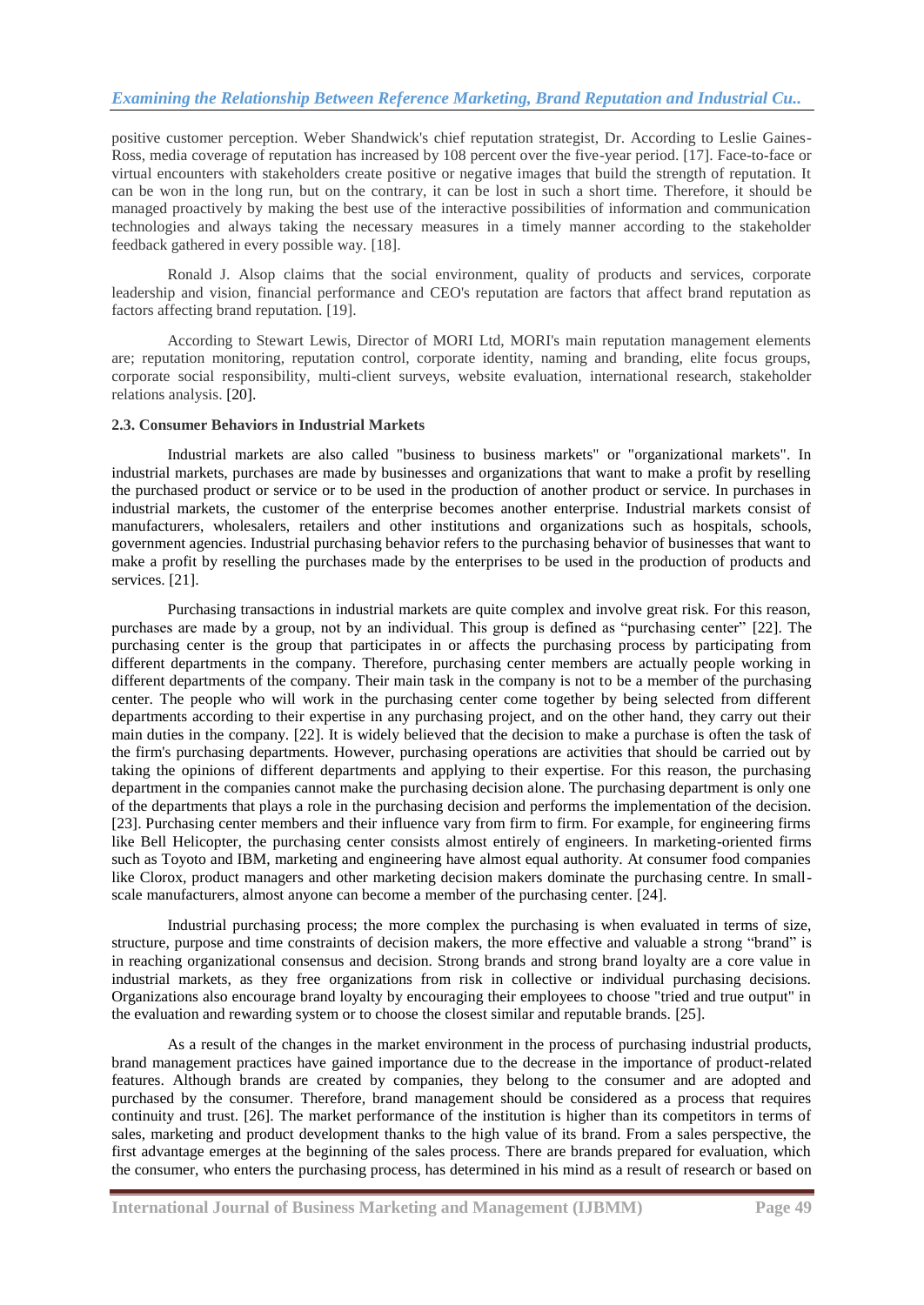positive customer perception. Weber Shandwick's chief reputation strategist, Dr. According to Leslie Gaines-Ross, media coverage of reputation has increased by 108 percent over the five-year period. [17]. Face-to-face or virtual encounters with stakeholders create positive or negative images that build the strength of reputation. It can be won in the long run, but on the contrary, it can be lost in such a short time. Therefore, it should be managed proactively by making the best use of the interactive possibilities of information and communication technologies and always taking the necessary measures in a timely manner according to the stakeholder feedback gathered in every possible way. [18].

Ronald J. Alsop claims that the social environment, quality of products and services, corporate leadership and vision, financial performance and CEO's reputation are factors that affect brand reputation as factors affecting brand reputation. [19].

According to Stewart Lewis, Director of MORI Ltd, MORI's main reputation management elements are; reputation monitoring, reputation control, corporate identity, naming and branding, elite focus groups, corporate social responsibility, multi-client surveys, website evaluation, international research, stakeholder relations analysis. [20].

**2.3. Consumer Behaviors in Industrial Markets**

Industrial markets are also called "business to business markets" or "organizational markets". In industrial markets, purchases are made by businesses and organizations that want to make a profit by reselling the purchased product or service or to be used in the production of another product or service. In purchases in industrial markets, the customer of the enterprise becomes another enterprise. Industrial markets consist of manufacturers, wholesalers, retailers and other institutions and organizations such as hospitals, schools, government agencies. Industrial purchasing behavior refers to the purchasing behavior of businesses that want to make a profit by reselling the purchases made by the enterprises to be used in the production of products and services. [21].

Purchasing transactions in industrial markets are quite complex and involve great risk. For this reason, purchases are made by a group, not by an individual. This group is defined as "purchasing center" [22]. The purchasing center is the group that participates in or affects the purchasing process by participating from different departments in the company. Therefore, purchasing center members are actually people working in different departments of the company. Their main task in the company is not to be a member of the purchasing center. The people who will work in the purchasing center come together by being selected from different departments according to their expertise in any purchasing project, and on the other hand, they carry out their main duties in the company. [22]. It is widely believed that the decision to make a purchase is often the task of the firm's purchasing departments. However, purchasing operations are activities that should be carried out by taking the opinions of different departments and applying to their expertise. For this reason, the purchasing department in the companies cannot make the purchasing decision alone. The purchasing department is only one of the departments that plays a role in the purchasing decision and performs the implementation of the decision. [23]. Purchasing center members and their influence vary from firm to firm. For example, for engineering firms like Bell Helicopter, the purchasing center consists almost entirely of engineers. In marketing-oriented firms such as Toyoto and IBM, marketing and engineering have almost equal authority. At consumer food companies like Clorox, product managers and other marketing decision makers dominate the purchasing centre. In small-scale manufacturers, almost anyone can become a member of the purchasing center. [24].

Industrial purchasing process; the more complex the purchasing is when evaluated in terms of size, structure, purpose and time constraints of decision makers, the more effective and valuable a strong "brand" is in reaching organizational consensus and decision. Strong brands and strong brand loyalty are a core value in industrial markets, as they free organizations from risk in collective or individual purchasing decisions. Organizations also encourage brand loyalty by encouraging their employees to choose "tried and true output" in the evaluation and rewarding system or to choose the closest similar and reputable brands. [25].

As a result of the changes in the market environment in the process of purchasing industrial products, brand management practices have gained importance due to the decrease in the importance of product-related features. Although brands are created by companies, they belong to the consumer and are adopted and purchased by the consumer. Therefore, brand management should be considered as a process that requires continuity and trust. [26]. The market performance of the institution is higher than its competitors in terms of sales, marketing and product development thanks to the high value of its brand. From a sales perspective, the first advantage emerges at the beginning of the sales process. There are brands prepared for evaluation, which the consumer, who enters the purchasing process, has determined in his mind as a result of research or based on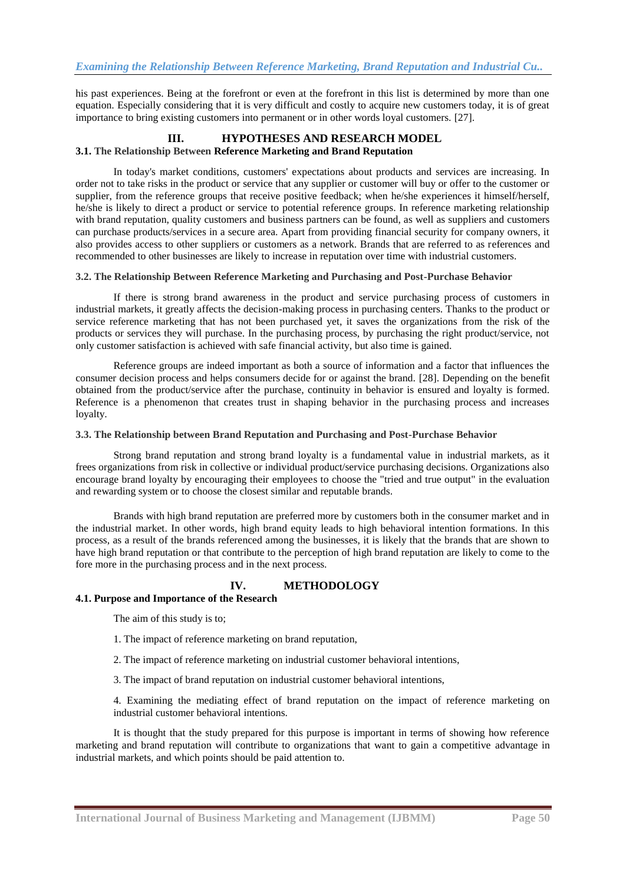his past experiences. Being at the forefront or even at the forefront in this list is determined by more than one equation. Especially considering that it is very difficult and costly to acquire new customers today, it is of great importance to bring existing customers into permanent or in other words loyal customers. [27].

## III. HYPOTHESES AND RESEARCH MODEL

### 3.1. The Relationship Between Reference Marketing and Brand Reputation

In today's market conditions, customers' expectations about products and services are increasing. In order not to take risks in the product or service that any supplier or customer will buy or offer to the customer or supplier, from the reference groups that receive positive feedback; when he/she experiences it himself/herself, he/she is likely to direct a product or service to potential reference groups. In reference marketing relationship with brand reputation, quality customers and business partners can be found, as well as suppliers and customers can purchase products/services in a secure area. Apart from providing financial security for company owners, it also provides access to other suppliers or customers as a network. Brands that are referred to as references and recommended to other businesses are likely to increase in reputation over time with industrial customers.

### 3.2. The Relationship Between Reference Marketing and Purchasing and Post-Purchase Behavior

If there is strong brand awareness in the product and service purchasing process of customers in industrial markets, it greatly affects the decision-making process in purchasing centers. Thanks to the product or service reference marketing that has not been purchased yet, it saves the organizations from the risk of the products or services they will purchase. In the purchasing process, by purchasing the right product/service, not only customer satisfaction is achieved with safe financial activity, but also time is gained.

Reference groups are indeed important as both a source of information and a factor that influences the consumer decision process and helps consumers decide for or against the brand. [28]. Depending on the benefit obtained from the product/service after the purchase, continuity in behavior is ensured and loyalty is formed. Reference is a phenomenon that creates trust in shaping behavior in the purchasing process and increases loyalty.

### 3.3. The Relationship between Brand Reputation and Purchasing and Post-Purchase Behavior

Strong brand reputation and strong brand loyalty is a fundamental value in industrial markets, as it frees organizations from risk in collective or individual product/service purchasing decisions. Organizations also encourage brand loyalty by encouraging their employees to choose the "tried and true output" in the evaluation and rewarding system or to choose the closest similar and reputable brands.

Brands with high brand reputation are preferred more by customers both in the consumer market and in the industrial market. In other words, high brand equity leads to high behavioral intention formations. In this process, as a result of the brands referenced among the businesses, it is likely that the brands that are shown to have high brand reputation or that contribute to the perception of high brand reputation are likely to come to the fore more in the purchasing process and in the next process.

## IV. METHODOLOGY

### 4.1. Purpose and Importance of the Research

The aim of this study is to;

1. The impact of reference marketing on brand reputation,

2. The impact of reference marketing on industrial customer behavioral intentions,

3. The impact of brand reputation on industrial customer behavioral intentions,

4. Examining the mediating effect of brand reputation on the impact of reference marketing on industrial customer behavioral intentions.

It is thought that the study prepared for this purpose is important in terms of showing how reference marketing and brand reputation will contribute to organizations that want to gain a competitive advantage in industrial markets, and which points should be paid attention to.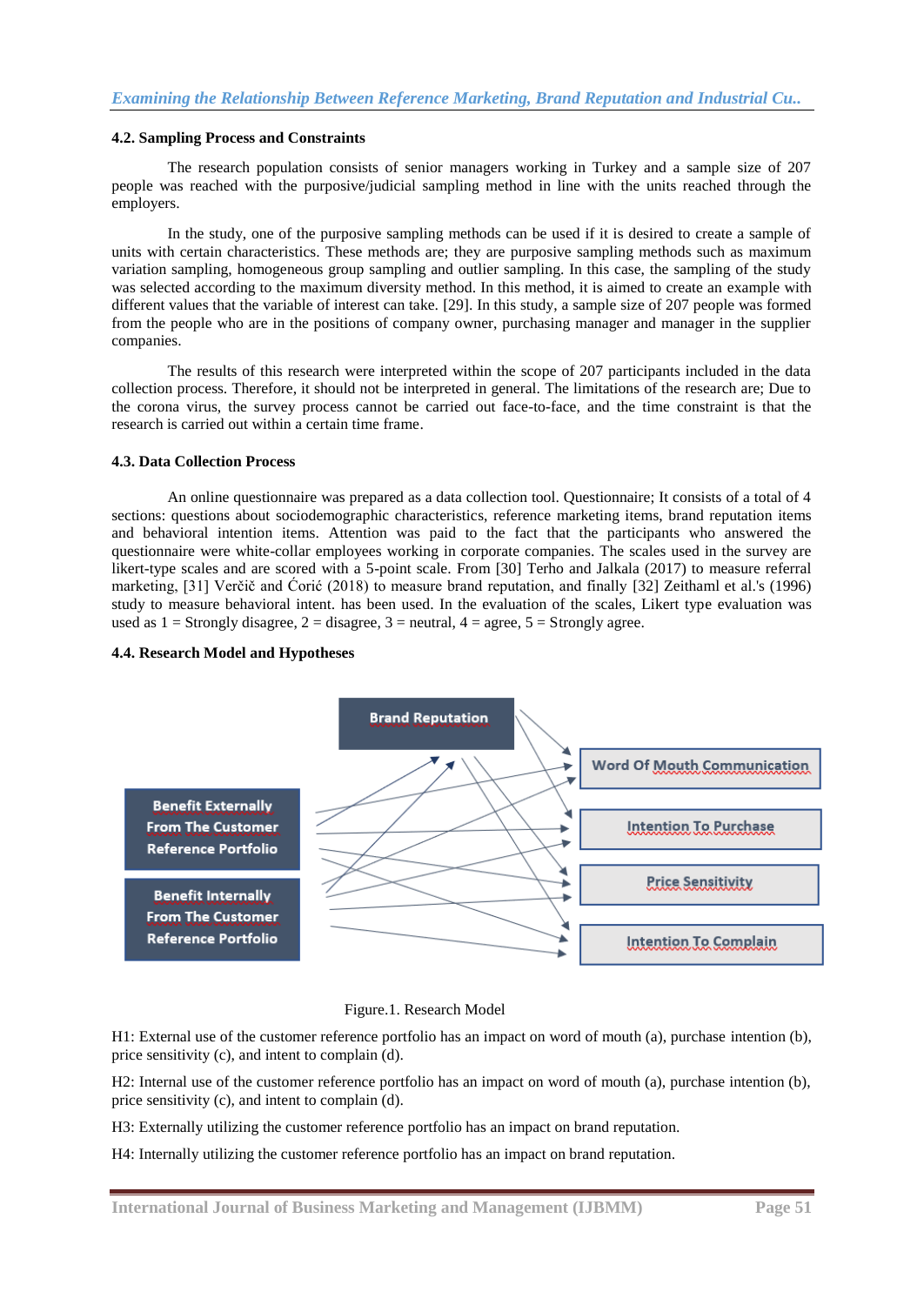### 4.2. Sampling Process and Constraints

The research population consists of senior managers working in Turkey and a sample size of 207 people was reached with the purposive/judicial sampling method in line with the units reached through the employers.

In the study, one of the purposive sampling methods can be used if it is desired to create a sample of units with certain characteristics. These methods are; they are purposive sampling methods such as maximum variation sampling, homogeneous group sampling and outlier sampling. In this case, the sampling of the study was selected according to the maximum diversity method. In this method, it is aimed to create an example with different values that the variable of interest can take. [29]. In this study, a sample size of 207 people was formed from the people who are in the positions of company owner, purchasing manager and manager in the supplier companies.

The results of this research were interpreted within the scope of 207 participants included in the data collection process. Therefore, it should not be interpreted in general. The limitations of the research are; Due to the corona virus, the survey process cannot be carried out face-to-face, and the time constraint is that the research is carried out within a certain time frame.

### 4.3. Data Collection Process

An online questionnaire was prepared as a data collection tool. Questionnaire; It consists of a total of 4 sections: questions about sociodemographic characteristics, reference marketing items, brand reputation items and behavioral intention items. Attention was paid to the fact that the participants who answered the questionnaire were white-collar employees working in corporate companies. The scales used in the survey are likert-type scales and are scored with a 5-point scale. From [30] Terho and Jalkala (2017) to measure referral marketing, [31] Verčič and Ćorić (2018) to measure brand reputation, and finally [32] Zeithaml et al.'s (1996) study to measure behavioral intent. has been used. In the evaluation of the scales, Likert type evaluation was used as 1 = Strongly disagree, 2 = disagree, 3 = neutral, 4 = agree, 5 = Strongly agree.

### 4.4. Research Model and Hypotheses

Brand Reputation

Benefit Externally From The Customer Reference Portfolio

Benefit Internally From The Customer Reference Portfolio

Word Of Mouth Communication

Intention To Purchase

Price Sensitivity

Intention To Complain

Figure.1. Research Model

H1: External use of the customer reference portfolio has an impact on word of mouth (a), purchase intention (b), price sensitivity (c), and intent to complain (d).

H2: Internal use of the customer reference portfolio has an impact on word of mouth (a), purchase intention (b), price sensitivity (c), and intent to complain (d).

H3: Externally utilizing the customer reference portfolio has an impact on brand reputation.

H4: Internally utilizing the customer reference portfolio has an impact on brand reputation.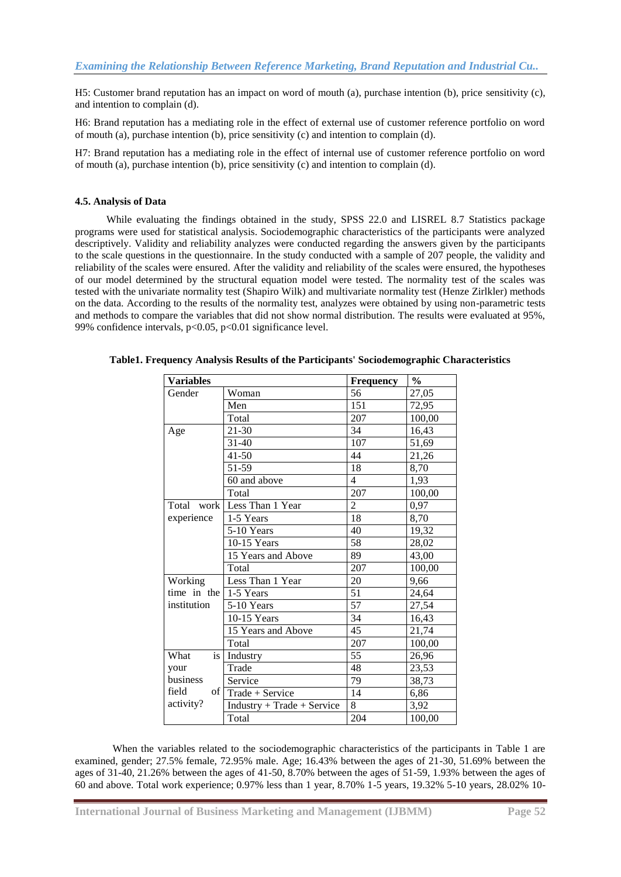H5: Customer brand reputation has an impact on word of mouth (a), purchase intention (b), price sensitivity (c), and intention to complain (d).

H6: Brand reputation has a mediating role in the effect of external use of customer reference portfolio on word of mouth (a), purchase intention (b), price sensitivity (c) and intention to complain (d).

H7: Brand reputation has a mediating role in the effect of internal use of customer reference portfolio on word of mouth (a), purchase intention (b), price sensitivity (c) and intention to complain (d).

#### 4.5. Analysis of Data

While evaluating the findings obtained in the study, SPSS 22.0 and LISREL 8.7 Statistics package programs were used for statistical analysis. Sociodemographic characteristics of the participants were analyzed descriptively. Validity and reliability analyzes were conducted regarding the answers given by the participants to the scale questions in the questionnaire. In the study conducted with a sample of 207 people, the validity and reliability of the scales were ensured. After the validity and reliability of the scales were ensured, the hypotheses of our model determined by the structural equation model were tested. The normality test of the scales was tested with the univariate normality test (Shapiro Wilk) and multivariate normality test (Henze Zirlkler) methods on the data. According to the results of the normality test, analyzes were obtained by using non-parametric tests and methods to compare the variables that did not show normal distribution. The results were evaluated at 95%, 99% confidence intervals, $p<0.05$, $p<0.01$ significance level.

**Table1. Frequency Analysis Results of the Participants' Sociodemographic Characteristics**

| Variables | | Frequency | % |
|---|---|---|---|
| Gender | Woman | 56 | 27,05 |
| | Men | 151 | 72,95 |
| | Total | 207 | 100,00 |
| Age | 21-30 | 34 | 16,43 |
| | 31-40 | 107 | 51,69 |
| | 41-50 | 44 | 21,26 |
| | 51-59 | 18 | 8,70 |
| | 60 and above | 4 | 1,93 |
| | Total | 207 | 100,00 |
| Total work experience | Less Than 1 Year | 2 | 0,97 |
| | 1-5 Years | 18 | 8,70 |
| | 5-10 Years | 40 | 19,32 |
| | 10-15 Years | 58 | 28,02 |
| | 15 Years and Above | 89 | 43,00 |
| | Total | 207 | 100,00 |
| Working time in the institution | Less Than 1 Year | 20 | 9,66 |
| | 1-5 Years | 51 | 24,64 |
| | 5-10 Years | 57 | 27,54 |
| | 10-15 Years | 34 | 16,43 |
| | 15 Years and Above | 45 | 21,74 |
| | Total | 207 | 100,00 |
| What is your business field of activity? | Industry | 55 | 26,96 |
| | Trade | 48 | 23,53 |
| | Service | 79 | 38,73 |
| | Trade + Service | 14 | 6,86 |
| | Industry + Trade + Service | 8 | 3,92 |
| | Total | 204 | 100,00 |

When the variables related to the sociodemographic characteristics of the participants in Table 1 are examined, gender; 27.5% female, 72.95% male. Age; 16.43% between the ages of 21-30, 51.69% between the ages of 31-40, 21.26% between the ages of 41-50, 8.70% between the ages of 51-59, 1.93% between the ages of 60 and above. Total work experience; 0.97% less than 1 year, 8.70% 1-5 years, 19.32% 5-10 years, 28.02% 10-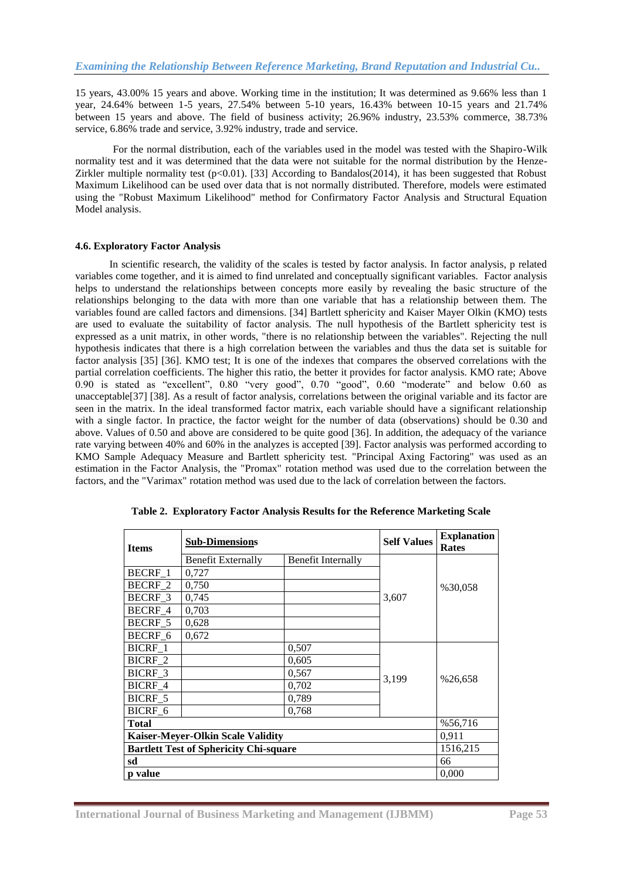15 years, 43.00% 15 years and above. Working time in the institution; It was determined as 9.66% less than 1 year, 24.64% between 1-5 years, 27.54% between 5-10 years, 16.43% between 10-15 years and 21.74% between 15 years and above. The field of business activity; 26.96% industry, 23.53% commerce, 38.73% service, 6.86% trade and service, 3.92% industry, trade and service.

For the normal distribution, each of the variables used in the model was tested with the Shapiro-Wilk normality test and it was determined that the data were not suitable for the normal distribution by the Henze-Zirkler multiple normality test ($p<0.01$). [33] According to Bandalos(2014), it has been suggested that Robust Maximum Likelihood can be used over data that is not normally distributed. Therefore, models were estimated using the "Robust Maximum Likelihood" method for Confirmatory Factor Analysis and Structural Equation Model analysis.

### 4.6. Exploratory Factor Analysis

In scientific research, the validity of the scales is tested by factor analysis. In factor analysis, p related variables come together, and it is aimed to find unrelated and conceptually significant variables. Factor analysis helps to understand the relationships between concepts more easily by revealing the basic structure of the relationships belonging to the data with more than one variable that has a relationship between them. The variables found are called factors and dimensions. [34] Bartlett sphericity and Kaiser Mayer Olkin (KMO) tests are used to evaluate the suitability of factor analysis. The null hypothesis of the Bartlett sphericity test is expressed as a unit matrix, in other words, "there is no relationship between the variables". Rejecting the null hypothesis indicates that there is a high correlation between the variables and thus the data set is suitable for factor analysis [35] [36]. KMO test; It is one of the indexes that compares the observed correlations with the partial correlation coefficients. The higher this ratio, the better it provides for factor analysis. KMO rate; Above 0.90 is stated as "excellent", 0.80 "very good", 0.70 "good", 0.60 "moderate" and below 0.60 as unacceptable[37] [38]. As a result of factor analysis, correlations between the original variable and its factor are seen in the matrix. In the ideal transformed factor matrix, each variable should have a significant relationship with a single factor. In practice, the factor weight for the number of data (observations) should be 0.30 and above. Values of 0.50 and above are considered to be quite good [36]. In addition, the adequacy of the variance rate varying between 40% and 60% in the analyzes is accepted [39]. Factor analysis was performed according to KMO Sample Adequacy Measure and Bartlett sphericity test. "Principal Axing Factoring" was used as an estimation in the Factor Analysis, the "Promax" rotation method was used due to the correlation between the factors, and the "Varimax" rotation method was used due to the lack of correlation between the factors.

**Table 2. Exploratory Factor Analysis Results for the Reference Marketing Scale**

| Items | Sub-Dimensions | | Self Values | Explanation Rates |
|---|---|---|---|---|
| | Benefit Externally | Benefit Internally | | |
| BECRF_1 | 0,727 | | 3,607 | %30,058 |
| BECRF_2 | 0,750 | | | |
| BECRF_3 | 0,745 | | | |
| BECRF_4 | 0,703 | | | |
| BECRF_5 | 0,628 | | | |
| BECRF_6 | 0,672 | | | |
| BICRF_1 | | 0,507 | 3,199 | %26,658 |
| BICRF_2 | | 0,605 | | |
| BICRF_3 | | 0,567 | | |
| BICRF_4 | | 0,702 | | |
| BICRF_5 | | 0,789 | | |
| BICRF_6 | | 0,768 | | |
| **Total** | | | | %56,716 |
| **Kaiser-Meyer-Olkin Scale Validity** | | | | 0,911 |
| **Bartlett Test of Sphericity Chi-square** | | | | 1516,215 |
| **sd** | | | | 66 |
| **p value** | | | | 0,000 |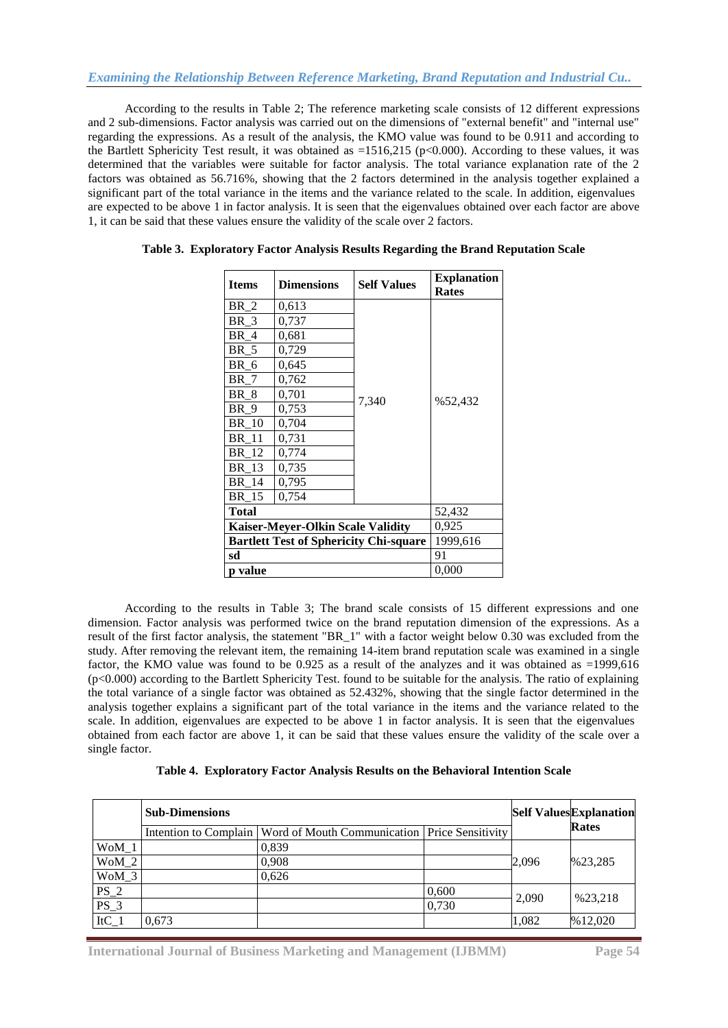According to the results in Table 2; The reference marketing scale consists of 12 different expressions and 2 sub-dimensions. Factor analysis was carried out on the dimensions of "external benefit" and "internal use" regarding the expressions. As a result of the analysis, the KMO value was found to be 0.911 and according to the Bartlett Sphericity Test result, it was obtained as =1516,215 (p<0.000). According to these values, it was determined that the variables were suitable for factor analysis. The total variance explanation rate of the 2 factors was obtained as 56.716%, showing that the 2 factors determined in the analysis together explained a significant part of the total variance in the items and the variance related to the scale. In addition, eigenvalues are expected to be above 1 in factor analysis. It is seen that the eigenvalues obtained over each factor are above 1, it can be said that these values ensure the validity of the scale over 2 factors.

**Table 3. Exploratory Factor Analysis Results Regarding the Brand Reputation Scale**

| Items | Dimensions | Self Values | Explanation Rates |
|---|---|---|---|
| BR_2 | 0,613 | 7,340 | %52,432 |
| BR_3 | 0,737 | | |
| BR_4 | 0,681 | | |
| BR_5 | 0,729 | | |
| BR_6 | 0,645 | | |
| BR_7 | 0,762 | | |
| BR_8 | 0,701 | | |
| BR_9 | 0,753 | | |
| BR_10 | 0,704 | | |
| BR_11 | 0,731 | | |
| BR_12 | 0,774 | | |
| BR_13 | 0,735 | | |
| BR_14 | 0,795 | | |
| BR_15 | 0,754 | | |
| **Total** | | | 52,432 |
| **Kaiser-Meyer-Olkin Scale Validity** | | | 0,925 |
| **Bartlett Test of Sphericity Chi-square** | | | 1999,616 |
| **sd** | | | 91 |
| **p value** | | | 0,000 |

According to the results in Table 3; The brand scale consists of 15 different expressions and one dimension. Factor analysis was performed twice on the brand reputation dimension of the expressions. As a result of the first factor analysis, the statement "BR_1" with a factor weight below 0.30 was excluded from the study. After removing the relevant item, the remaining 14-item brand reputation scale was examined in a single factor, the KMO value was found to be 0.925 as a result of the analyzes and it was obtained as =1999,616 (p<0.000) according to the Bartlett Sphericity Test. found to be suitable for the analysis. The ratio of explaining the total variance of a single factor was obtained as 52.432%, showing that the single factor determined in the analysis together explains a significant part of the total variance in the items and the variance related to the scale. In addition, eigenvalues are expected to be above 1 in factor analysis. It is seen that the eigenvalues obtained from each factor are above 1, it can be said that these values ensure the validity of the scale over a single factor.

**Table 4. Exploratory Factor Analysis Results on the Behavioral Intention Scale**

| | Sub-Dimensions | | | Self Values | Explanation Rates |
|---|---|---|---|---|---|
| | Intention to Complain | Word of Mouth Communication | Price Sensitivity | | |
| WoM_1 | | 0,839 | | 2,096 | %23,285 |
| WoM_2 | | 0,908 | | | |
| WoM_3 | | 0,626 | | | |
| PS_2 | | | 0,600 | 2,090 | %23,218 |
| PS_3 | | | 0,730 | | |
| ItC_1 | 0,673 | | | 1,082 | %12,020 |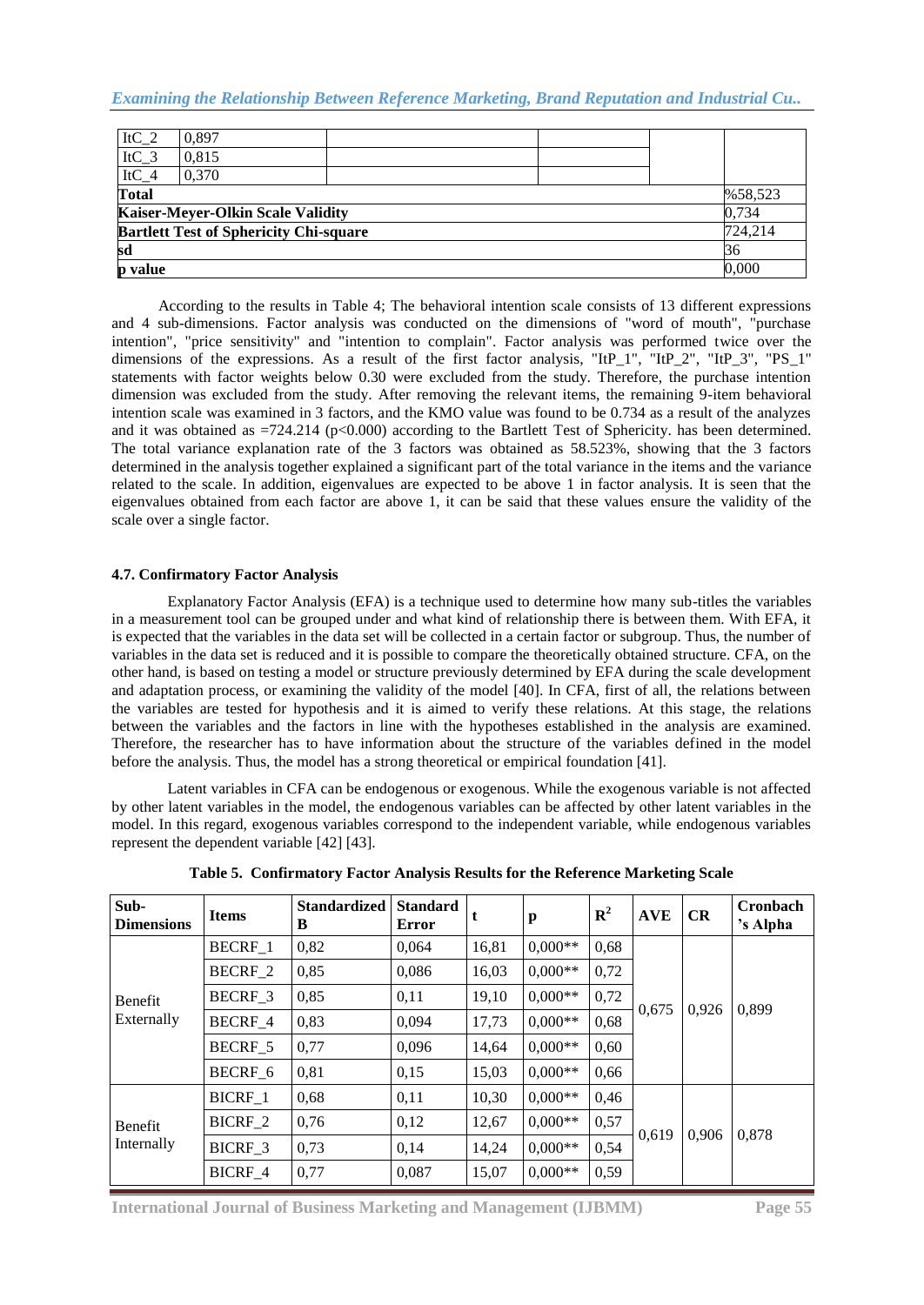| ItC_2 | 0,897 | | | | |
|---|---|---|---|---|---|
| ItC_3 | 0,815 | | | | |
| ItC_4 | 0,370 | | | | |
| **Total** | | | | | %58,523 |
| **Kaiser-Meyer-Olkin Scale Validity** | | | | | 0,734 |
| **Bartlett Test of Sphericity Chi-square** | | | | | 724,214 |
| **sd** | | | | | 36 |
| **p value** | | | | | 0,000 |

According to the results in Table 4; The behavioral intention scale consists of 13 different expressions and 4 sub-dimensions. Factor analysis was conducted on the dimensions of "word of mouth", "purchase intention", "price sensitivity" and "intention to complain". Factor analysis was performed twice over the dimensions of the expressions. As a result of the first factor analysis, "ItP_1", "ItP_2", "ItP_3", "PS_1" statements with factor weights below 0.30 were excluded from the study. Therefore, the purchase intention dimension was excluded from the study. After removing the relevant items, the remaining 9-item behavioral intention scale was examined in 3 factors, and the KMO value was found to be 0.734 as a result of the analyzes and it was obtained as =724.214 ($p<0.000$) according to the Bartlett Test of Sphericity. has been determined. The total variance explanation rate of the 3 factors was obtained as 58.523%, showing that the 3 factors determined in the analysis together explained a significant part of the total variance in the items and the variance related to the scale. In addition, eigenvalues are expected to be above 1 in factor analysis. It is seen that the eigenvalues obtained from each factor are above 1, it can be said that these values ensure the validity of the scale over a single factor.

#### 4.7. Confirmatory Factor Analysis

Explanatory Factor Analysis (EFA) is a technique used to determine how many sub-titles the variables in a measurement tool can be grouped under and what kind of relationship there is between them. With EFA, it is expected that the variables in the data set will be collected in a certain factor or subgroup. Thus, the number of variables in the data set is reduced and it is possible to compare the theoretically obtained structure. CFA, on the other hand, is based on testing a model or structure previously determined by EFA during the scale development and adaptation process, or examining the validity of the model [40]. In CFA, first of all, the relations between the variables are tested for hypothesis and it is aimed to verify these relations. At this stage, the relations between the variables and the factors in line with the hypotheses established in the analysis are examined. Therefore, the researcher has to have information about the structure of the variables defined in the model before the analysis. Thus, the model has a strong theoretical or empirical foundation [41].

Latent variables in CFA can be endogenous or exogenous. While the exogenous variable is not affected by other latent variables in the model, the endogenous variables can be affected by other latent variables in the model. In this regard, exogenous variables correspond to the independent variable, while endogenous variables represent the dependent variable [42] [43].

**Table 5. Confirmatory Factor Analysis Results for the Reference Marketing Scale**

| Sub-Dimensions | Items | Standardized B | Standard Error | t | p | $R^2$ | AVE | CR | Cronbach's Alpha |
|---|---|---|---|---|---|---|---|---|---|
| Benefit Externally | BECRF_1 | 0,82 | 0,064 | 16,81 | 0,000** | 0,68 | 0,675 | 0,926 | 0,899 |
| | BECRF_2 | 0,85 | 0,086 | 16,03 | 0,000** | 0,72 | | | |
| | BECRF_3 | 0,85 | 0,11 | 19,10 | 0,000** | 0,72 | | | |
| | BECRF_4 | 0,83 | 0,094 | 17,73 | 0,000** | 0,68 | | | |
| | BECRF_5 | 0,77 | 0,096 | 14,64 | 0,000** | 0,60 | | | |
| | BECRF_6 | 0,81 | 0,15 | 15,03 | 0,000** | 0,66 | | | |
| Benefit Internally | BICRF_1 | 0,68 | 0,11 | 10,30 | 0,000** | 0,46 | 0,619 | 0,906 | 0,878 |
| | BICRF_2 | 0,76 | 0,12 | 12,67 | 0,000** | 0,57 | | | |
| | BICRF_3 | 0,73 | 0,14 | 14,24 | 0,000** | 0,54 | | | |
| | BICRF_4 | 0,77 | 0,087 | 15,07 | 0,000** | 0,59 | | | |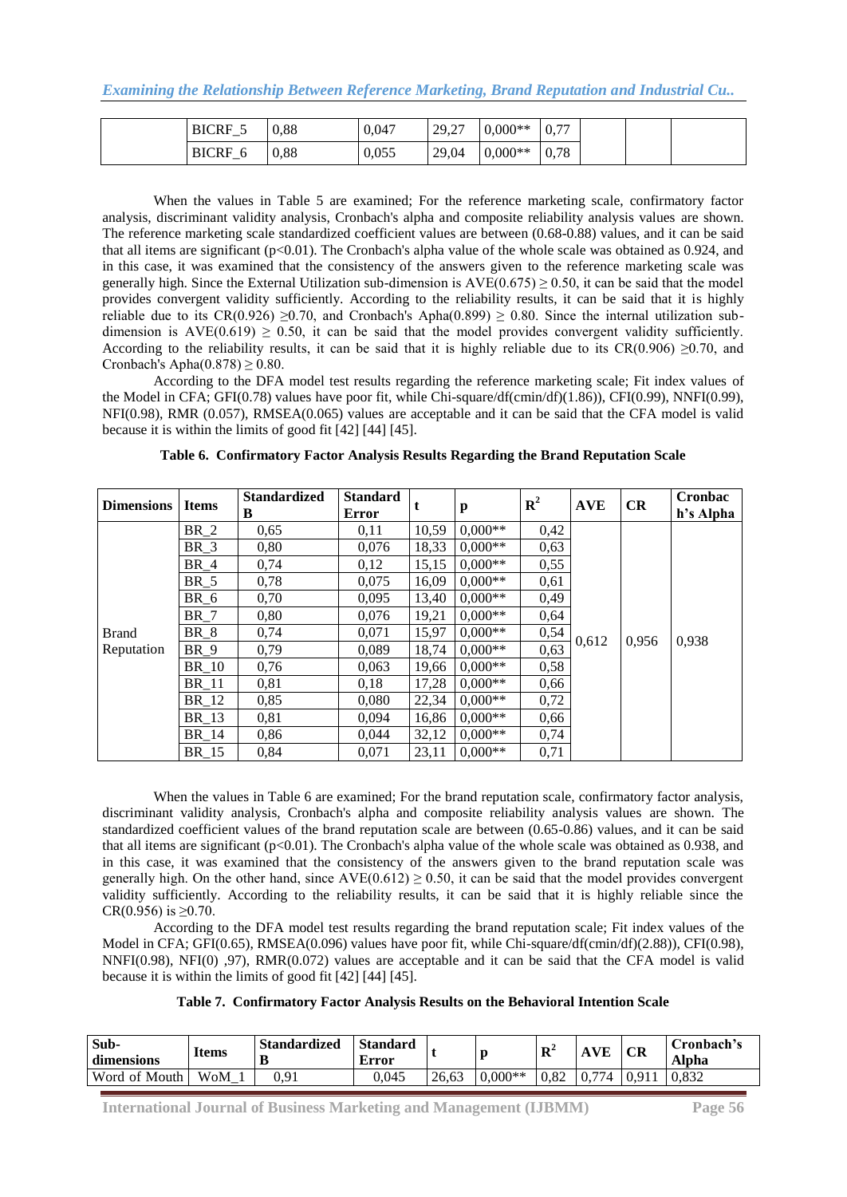| | BICRF_5 | 0,88 | 0,047 | 29,27 | 0,000** | 0,77 | | | |
|---|---|---|---|---|---|---|---|---|---|
| | BICRF_6 | 0,88 | 0,055 | 29,04 | 0,000** | 0,78 | | | |

When the values in Table 5 are examined; For the reference marketing scale, confirmatory factor analysis, discriminant validity analysis, Cronbach's alpha and composite reliability analysis values are shown. The reference marketing scale standardized coefficient values are between (0.68-0.88) values, and it can be said that all items are significant ($p<0.01$). The Cronbach's alpha value of the whole scale was obtained as 0.924, and in this case, it was examined that the consistency of the answers given to the reference marketing scale was generally high. Since the External Utilization sub-dimension is AVE(0.675) $\geq$ 0.50, it can be said that the model provides convergent validity sufficiently. According to the reliability results, it can be said that it is highly reliable due to its CR(0.926) $\geq$0.70, and Cronbach's Apha(0.899) $\geq$ 0.80. Since the internal utilization sub-dimension is AVE(0.619) $\geq$ 0.50, it can be said that the model provides convergent validity sufficiently. According to the reliability results, it can be said that it is highly reliable due to its CR(0.906) $\geq$0.70, and Cronbach's Apha(0.878) $\geq$ 0.80.

According to the DFA model test results regarding the reference marketing scale; Fit index values of the Model in CFA; GFI(0.78) values have poor fit, while Chi-square/df(cmin/df)(1.86)), CFI(0.99), NNFI(0.99), NFI(0.98), RMR (0.057), RMSEA(0.065) values are acceptable and it can be said that the CFA model is valid because it is within the limits of good fit [42] [44] [45].

**Table 6. Confirmatory Factor Analysis Results Regarding the Brand Reputation Scale**

| Dimensions | Items | Standardized B | Standard Error | t | p | $R^2$ | AVE | CR | Cronbach's Alpha |
|---|---|---|---|---|---|---|---|---|---|
| Brand Reputation | BR_2 | 0,65 | 0,11 | 10,59 | 0,000** | 0,42 | 0,612 | 0,956 | 0,938 |
| | BR_3 | 0,80 | 0,076 | 18,33 | 0,000** | 0,63 | | | |
| | BR_4 | 0,74 | 0,12 | 15,15 | 0,000** | 0,55 | | | |
| | BR_5 | 0,78 | 0,075 | 16,09 | 0,000** | 0,61 | | | |
| | BR_6 | 0,70 | 0,095 | 13,40 | 0,000** | 0,49 | | | |
| | BR_7 | 0,80 | 0,076 | 19,21 | 0,000** | 0,64 | | | |
| | BR_8 | 0,74 | 0,071 | 15,97 | 0,000** | 0,54 | | | |
| | BR_9 | 0,79 | 0,089 | 18,74 | 0,000** | 0,63 | | | |
| | BR_10 | 0,76 | 0,063 | 19,66 | 0,000** | 0,58 | | | |
| | BR_11 | 0,81 | 0,18 | 17,28 | 0,000** | 0,66 | | | |
| | BR_12 | 0,85 | 0,080 | 22,34 | 0,000** | 0,72 | | | |
| | BR_13 | 0,81 | 0,094 | 16,86 | 0,000** | 0,66 | | | |
| | BR_14 | 0,86 | 0,044 | 32,12 | 0,000** | 0,74 | | | |
| | BR_15 | 0,84 | 0,071 | 23,11 | 0,000** | 0,71 | | | |

When the values in Table 6 are examined; For the brand reputation scale, confirmatory factor analysis, discriminant validity analysis, Cronbach's alpha and composite reliability analysis values are shown. The standardized coefficient values of the brand reputation scale are between (0.65-0.86) values, and it can be said that all items are significant ($p<0.01$). The Cronbach's alpha value of the whole scale was obtained as 0.938, and in this case, it was examined that the consistency of the answers given to the brand reputation scale was generally high. On the other hand, since AVE(0.612) $\geq$ 0.50, it can be said that the model provides convergent validity sufficiently. According to the reliability results, it can be said that it is highly reliable since the CR(0.956) is $\geq$0.70.

According to the DFA model test results regarding the brand reputation scale; Fit index values of the Model in CFA; GFI(0.65), RMSEA(0.096) values have poor fit, while Chi-square/df(cmin/df)(2.88)), CFI(0.98), NNFI(0.98), NFI(0) ,97), RMR(0.072) values are acceptable and it can be said that the CFA model is valid because it is within the limits of good fit [42] [44] [45].

**Table 7. Confirmatory Factor Analysis Results on the Behavioral Intention Scale**

| Sub-dimensions | Items | Standardized B | Standard Error | t | p | $R^2$ | AVE | CR | Cronbach's Alpha |
|---|---|---|---|---|---|---|---|---|---|
| Word of Mouth | WoM_1 | 0,91 | 0,045 | 26,63 | 0,000** | 0,82 | 0,774 | 0,911 | 0,832 |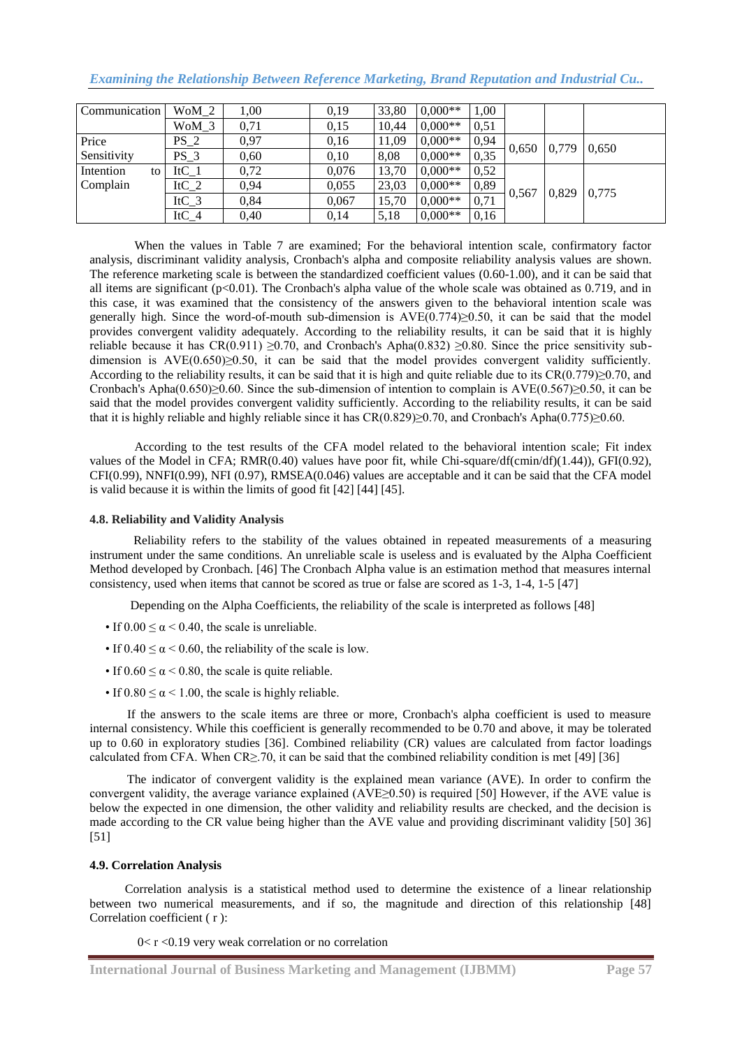| Communication | WoM_2 | 1,00 | 0,19 | 33,80 | 0,000** | 1,00 | | | |
|---|---|---|---|---|---|---|---|---|---|
| | WoM_3 | 0,71 | 0,15 | 10,44 | 0,000** | 0,51 | | | |
| Price Sensitivity | PS_2 | 0,97 | 0,16 | 11,09 | 0,000** | 0,94 | 0,650 | 0,779 | 0,650 |
| | PS_3 | 0,60 | 0,10 | 8,08 | 0,000** | 0,35 | | | |
| Intention to Complain | ItC_1 | 0,72 | 0,076 | 13,70 | 0,000** | 0,52 | 0,567 | 0,829 | 0,775 |
| | ItC_2 | 0,94 | 0,055 | 23,03 | 0,000** | 0,89 | | | |
| | ItC_3 | 0,84 | 0,067 | 15,70 | 0,000** | 0,71 | | | |
| | ItC_4 | 0,40 | 0,14 | 5,18 | 0,000** | 0,16 | | | |

When the values in Table 7 are examined; For the behavioral intention scale, confirmatory factor analysis, discriminant validity analysis, Cronbach's alpha and composite reliability analysis values are shown. The reference marketing scale is between the standardized coefficient values (0.60-1.00), and it can be said that all items are significant ($p<0.01$). The Cronbach's alpha value of the whole scale was obtained as 0.719, and in this case, it was examined that the consistency of the answers given to the behavioral intention scale was generally high. Since the word-of-mouth sub-dimension is AVE(0.774)≥0.50, it can be said that the model provides convergent validity adequately. According to the reliability results, it can be said that it is highly reliable because it has CR(0.911) ≥0.70, and Cronbach's Apha(0.832) ≥0.80. Since the price sensitivity sub-dimension is AVE(0.650)≥0.50, it can be said that the model provides convergent validity sufficiently. According to the reliability results, it can be said that it is high and quite reliable due to its CR(0.779)≥0.70, and Cronbach's Apha(0.650)≥0.60. Since the sub-dimension of intention to complain is AVE(0.567)≥0.50, it can be said that the model provides convergent validity sufficiently. According to the reliability results, it can be said that it is highly reliable and highly reliable since it has CR(0.829)≥0.70, and Cronbach's Apha(0.775)≥0.60.

According to the test results of the CFA model related to the behavioral intention scale; Fit index values of the Model in CFA; RMR(0.40) values have poor fit, while Chi-square/df(cmin/df)(1.44)), GFI(0.92), CFI(0.99), NNFI(0.99), NFI (0.97), RMSEA(0.046) values are acceptable and it can be said that the CFA model is valid because it is within the limits of good fit [42] [44] [45].

#### 4.8. Reliability and Validity Analysis

Reliability refers to the stability of the values obtained in repeated measurements of a measuring instrument under the same conditions. An unreliable scale is useless and is evaluated by the Alpha Coefficient Method developed by Cronbach. [46] The Cronbach Alpha value is an estimation method that measures internal consistency, used when items that cannot be scored as true or false are scored as 1-3, 1-4, 1-5 [47]

Depending on the Alpha Coefficients, the reliability of the scale is interpreted as follows [48]

- If $0.00 \leq \alpha < 0.40$, the scale is unreliable.
- If $0.40 \leq \alpha < 0.60$, the reliability of the scale is low.
- If $0.60 \leq \alpha < 0.80$, the scale is quite reliable.
- If $0.80 \leq \alpha < 1.00$, the scale is highly reliable.

If the answers to the scale items are three or more, Cronbach's alpha coefficient is used to measure internal consistency. While this coefficient is generally recommended to be 0.70 and above, it may be tolerated up to 0.60 in exploratory studies [36]. Combined reliability (CR) values are calculated from factor loadings calculated from CFA. When CR≥.70, it can be said that the combined reliability condition is met [49] [36]

The indicator of convergent validity is the explained mean variance (AVE). In order to confirm the convergent validity, the average variance explained (AVE≥0.50) is required [50] However, if the AVE value is below the expected in one dimension, the other validity and reliability results are checked, and the decision is made according to the CR value being higher than the AVE value and providing discriminant validity [50] 36] [51]

#### 4.9. Correlation Analysis

Correlation analysis is a statistical method used to determine the existence of a linear relationship between two numerical measurements, and if so, the magnitude and direction of this relationship [48] Correlation coefficient ( r ):

$0< r <0.19$ very weak correlation or no correlation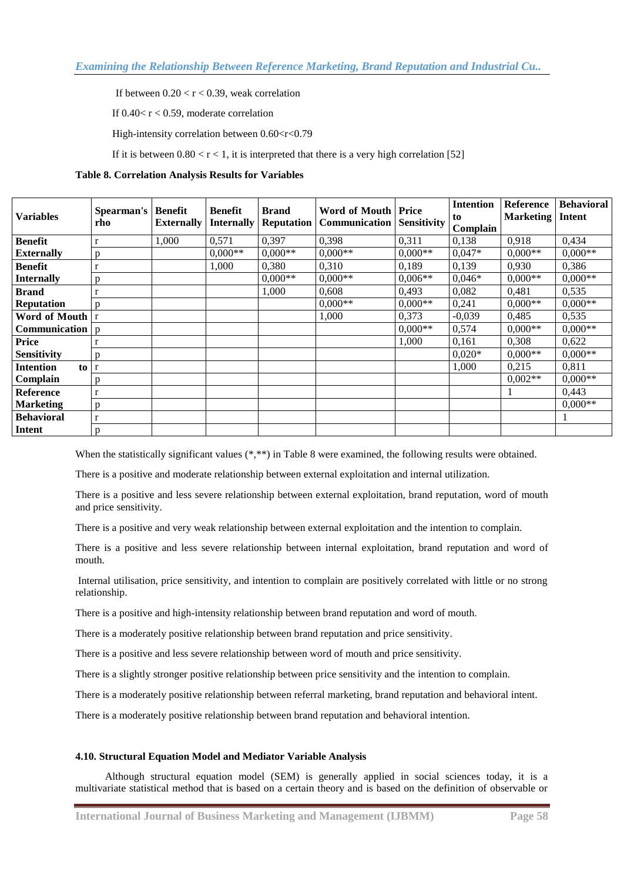If between $0.20 < r < 0.39$, weak correlation

If $0.40 < r < 0.59$, moderate correlation

High-intensity correlation between $0.60<r<0.79$

If it is between $0.80 < r < 1$, it is interpreted that there is a very high correlation [52]

**Table 8. Correlation Analysis Results for Variables**

| Variables | Spearman's rho | Benefit Externally | Benefit Internally | Brand Reputation | Word of Mouth Communication | Price Sensitivity | Intention to Complain | Reference Marketing | Behavioral Intent |
|---|---|---|---|---|---|---|---|---|---|
| **Benefit Externally** | r | 1,000 | 0,571 | 0,397 | 0,398 | 0,311 | 0,138 | 0,918 | 0,434 |
| | p | | 0,000** | 0,000** | 0,000** | 0,000** | 0,047* | 0,000** | 0,000** |
| **Benefit Internally** | r | | 1,000 | 0,380 | 0,310 | 0,189 | 0,139 | 0,930 | 0,386 |
| | p | | | 0,000** | 0,000** | 0,006** | 0,046* | 0,000** | 0,000** |
| **Brand Reputation** | r | | | 1,000 | 0,608 | 0,493 | 0,082 | 0,481 | 0,535 |
| | p | | | | 0,000** | 0,000** | 0,241 | 0,000** | 0,000** |
| **Word of Mouth Communication** | r | | | | 1,000 | 0,373 | -0,039 | 0,485 | 0,535 |
| | p | | | | | 0,000** | 0,574 | 0,000** | 0,000** |
| **Price Sensitivity** | r | | | | | 1,000 | 0,161 | 0,308 | 0,622 |
| | p | | | | | | 0,020* | 0,000** | 0,000** |
| **Intention to Complain** | r | | | | | | 1,000 | 0,215 | 0,811 |
| | p | | | | | | | 0,002** | 0,000** |
| **Reference Marketing** | r | | | | | | | 1 | 0,443 |
| | p | | | | | | | | 0,000** |
| **Behavioral Intent** | r | | | | | | | | 1 |
| | p | | | | | | | | |

When the statistically significant values (*,**) in Table 8 were examined, the following results were obtained.

There is a positive and moderate relationship between external exploitation and internal utilization.

There is a positive and less severe relationship between external exploitation, brand reputation, word of mouth and price sensitivity.

There is a positive and very weak relationship between external exploitation and the intention to complain.

There is a positive and less severe relationship between internal exploitation, brand reputation and word of mouth.

Internal utilisation, price sensitivity, and intention to complain are positively correlated with little or no strong relationship.

There is a positive and high-intensity relationship between brand reputation and word of mouth.

There is a moderately positive relationship between brand reputation and price sensitivity.

There is a positive and less severe relationship between word of mouth and price sensitivity.

There is a slightly stronger positive relationship between price sensitivity and the intention to complain.

There is a moderately positive relationship between referral marketing, brand reputation and behavioral intent.

There is a moderately positive relationship between brand reputation and behavioral intention.

### 4.10. Structural Equation Model and Mediator Variable Analysis

Although structural equation model (SEM) is generally applied in social sciences today, it is a multivariate statistical method that is based on a certain theory and is based on the definition of observable or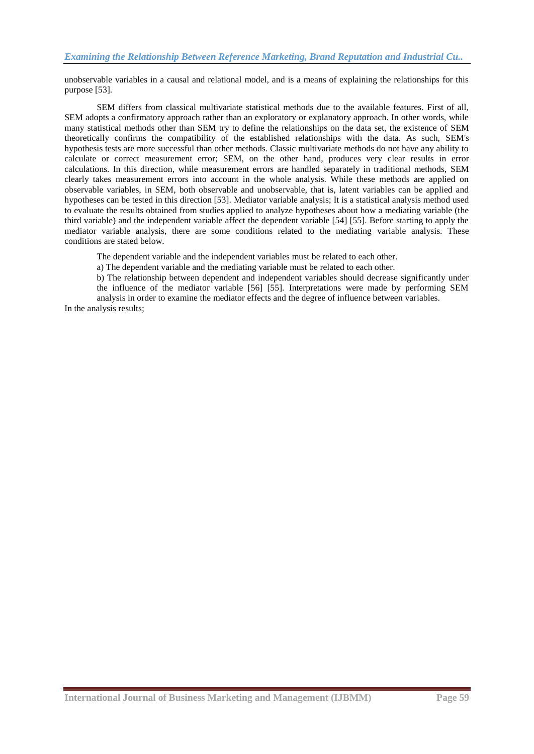unobservable variables in a causal and relational model, and is a means of explaining the relationships for this purpose [53].

SEM differs from classical multivariate statistical methods due to the available features. First of all, SEM adopts a confirmatory approach rather than an exploratory or explanatory approach. In other words, while many statistical methods other than SEM try to define the relationships on the data set, the existence of SEM theoretically confirms the compatibility of the established relationships with the data. As such, SEM's hypothesis tests are more successful than other methods. Classic multivariate methods do not have any ability to calculate or correct measurement error; SEM, on the other hand, produces very clear results in error calculations. In this direction, while measurement errors are handled separately in traditional methods, SEM clearly takes measurement errors into account in the whole analysis. While these methods are applied on observable variables, in SEM, both observable and unobservable, that is, latent variables can be applied and hypotheses can be tested in this direction [53]. Mediator variable analysis; It is a statistical analysis method used to evaluate the results obtained from studies applied to analyze hypotheses about how a mediating variable (the third variable) and the independent variable affect the dependent variable [54] [55]. Before starting to apply the mediator variable analysis, there are some conditions related to the mediating variable analysis. These conditions are stated below.

The dependent variable and the independent variables must be related to each other.

a) The dependent variable and the mediating variable must be related to each other.

b) The relationship between dependent and independent variables should decrease significantly under the influence of the mediator variable [56] [55]. Interpretations were made by performing SEM analysis in order to examine the mediator effects and the degree of influence between variables.

In the analysis results;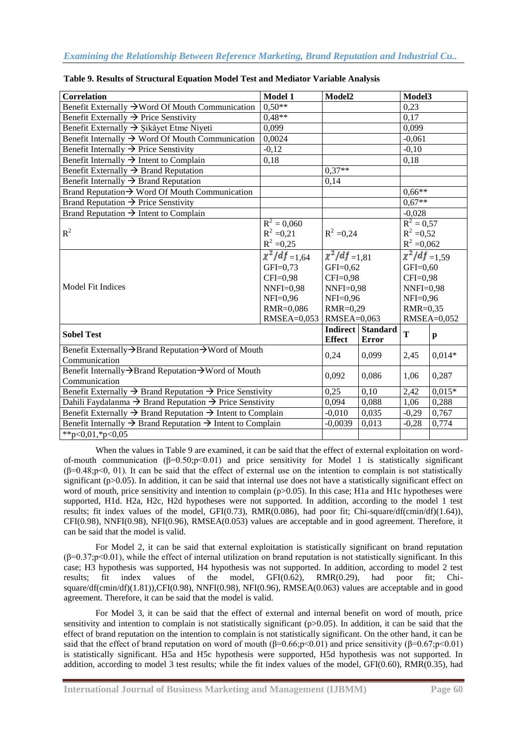**Table 9. Results of Structural Equation Model Test and Mediator Variable Analysis**

| Correlation | Model 1 | Model2 | | Model3 | |
|---|---|---|---|---|---|
| Benefit Externally →Word Of Mouth Communication | 0,50** | | | 0,23 | |
| Benefit Externally → Price Senstivity | 0,48** | | | 0,17 | |
| Benefit Externally → Şikâyet Etme Niyeti | 0,099 | | | 0,099 | |
| Benefit Internally → Word Of Mouth Communication | 0,0024 | | | -0,061 | |
| Benefit Internally → Price Senstivity | -0,12 | | | -0,10 | |
| Benefit Internally → Intent to Complain | 0,18 | | | 0,18 | |
| Benefit Externally → Brand Reputation | | 0,37** | | | |
| Benefit Internally → Brand Reputation | | 0,14 | | | |
| Brand Reputation→ Word Of Mouth Communication | | | | 0,66** | |
| Brand Reputation → Price Sensitivity | | | | 0,67** | |
| Brand Reputation → Intent to Complain | | | | -0,028 | |
| $R^2$ | $R^2$ = 0,060<br>$R^2$ =0,21<br>$R^2$ =0,25 | $R^2$ =0,24 | | $R^2$ = 0,57<br>$R^2$ =0,52<br>$R^2$ =0,062 | |
| Model Fit Indices | $\chi^2/df$ =1,64<br>GFI=0,73<br>CFI=0,98<br>NNFI=0,98<br>NFI=0,96<br>RMR=0,086<br>RMSEA=0,053 | $\chi^2/df$ =1,81<br>GFI=0,62<br>CFI=0,98<br>NNFI=0,98<br>NFI=0,96<br>RMR=0,29<br>RMSEA=0,063 | | $\chi^2/df$ =1,59<br>GFI=0,60<br>CFI=0,98<br>NNFI=0,98<br>NFI=0,96<br>RMR=0,35<br>RMSEA=0,052 | |
| **Sobel Test** | | **Indirect Effect** | **Standard Error** | **T** | **p** |
| Benefit Externally→Brand Reputation→Word of Mouth Communication | | 0,24 | 0,099 | 2,45 | 0,014* |
| Benefit Internally→Brand Reputation→Word of Mouth Communication | | 0,092 | 0,086 | 1,06 | 0,287 |
| Benefit Externally → Brand Reputation → Price Senstivity | | 0,25 | 0,10 | 2,42 | 0,015* |
| Dahili Faydalanma → Brand Reputation → Price Senstivity | | 0,094 | 0,088 | 1,06 | 0,288 |
| Benefit Externally → Brand Reputation → Intent to Complain | | -0,010 | 0,035 | -0,29 | 0,767 |
| Benefit Internally → Brand Reputation → Intent to Complain | | -0,0039 | 0,013 | -0,28 | 0,774 |
| **p<0,01,*p<0,05 | | | | | |

When the values in Table 9 are examined, it can be said that the effect of external exploitation on word-of-mouth communication (β=0.50;$p<0.01$) and price sensitivity for Model 1 is statistically significant (β=0.48;p<0, 01). It can be said that the effect of external use on the intention to complain is not statistically significant ($p>0.05$). In addition, it can be said that internal use does not have a statistically significant effect on word of mouth, price sensitivity and intention to complain ($p>0.05$). In this case; H1a and H1c hypotheses were supported, H1d. H2a, H2c, H2d hypotheses were not supported. In addition, according to the model 1 test results; fit index values of the model, GFI(0.73), RMR(0.086), had poor fit; Chi-square/df(cmin/df)(1.64)), CFI(0.98), NNFI(0.98), NFI(0.96), RMSEA(0.053) values are acceptable and in good agreement. Therefore, it can be said that the model is valid.

For Model 2, it can be said that external exploitation is statistically significant on brand reputation (β=0.37;$p<0.01$), while the effect of internal utilization on brand reputation is not statistically significant. In this case; H3 hypothesis was supported, H4 hypothesis was not supported. In addition, according to model 2 test results; fit index values of the model, GFI(0.62), RMR(0.29), had poor fit; Chi-square/df(cmin/df)(1.81)),CFI(0.98), NNFI(0.98), NFI(0.96), RMSEA(0.063) values are acceptable and in good agreement. Therefore, it can be said that the model is valid.

For Model 3, it can be said that the effect of external and internal benefit on word of mouth, price sensitivity and intention to complain is not statistically significant ($p>0.05$). In addition, it can be said that the effect of brand reputation on the intention to complain is not statistically significant. On the other hand, it can be said that the effect of brand reputation on word of mouth (β=0.66;$p<0.01$) and price sensitivity (β=0.67;$p<0.01$) is statistically significant. H5a and H5c hypothesis were supported, H5d hypothesis was not supported. In addition, according to model 3 test results; while the fit index values of the model, GFI(0.60), RMR(0.35), had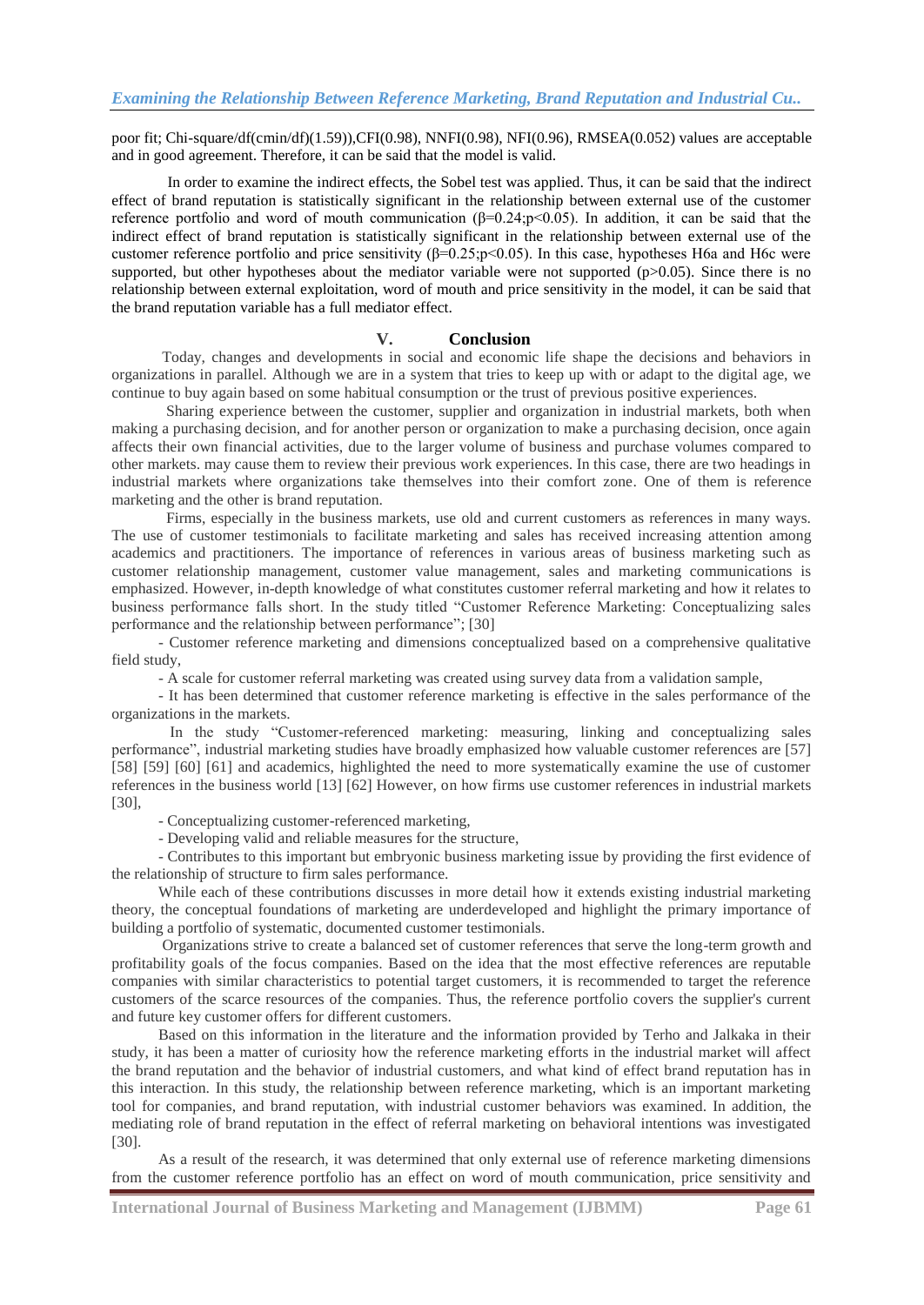poor fit; Chi-square/df(cmin/df)(1.59)),CFI(0.98), NNFI(0.98), NFI(0.96), RMSEA(0.052) values are acceptable and in good agreement. Therefore, it can be said that the model is valid.

In order to examine the indirect effects, the Sobel test was applied. Thus, it can be said that the indirect effect of brand reputation is statistically significant in the relationship between external use of the customer reference portfolio and word of mouth communication ($\beta$=0.24;$p$<0.05). In addition, it can be said that the indirect effect of brand reputation is statistically significant in the relationship between external use of the customer reference portfolio and price sensitivity ($\beta$=0.25;$p$<0.05). In this case, hypotheses H6a and H6c were supported, but other hypotheses about the mediator variable were not supported ($p$>0.05). Since there is no relationship between external exploitation, word of mouth and price sensitivity in the model, it can be said that the brand reputation variable has a full mediator effect.

## V. Conclusion

Today, changes and developments in social and economic life shape the decisions and behaviors in organizations in parallel. Although we are in a system that tries to keep up with or adapt to the digital age, we continue to buy again based on some habitual consumption or the trust of previous positive experiences.

Sharing experience between the customer, supplier and organization in industrial markets, both when making a purchasing decision, and for another person or organization to make a purchasing decision, once again affects their own financial activities, due to the larger volume of business and purchase volumes compared to other markets. may cause them to review their previous work experiences. In this case, there are two headings in industrial markets where organizations take themselves into their comfort zone. One of them is reference marketing and the other is brand reputation.

Firms, especially in the business markets, use old and current customers as references in many ways. The use of customer testimonials to facilitate marketing and sales has received increasing attention among academics and practitioners. The importance of references in various areas of business marketing such as customer relationship management, customer value management, sales and marketing communications is emphasized. However, in-depth knowledge of what constitutes customer referral marketing and how it relates to business performance falls short. In the study titled "Customer Reference Marketing: Conceptualizing sales performance and the relationship between performance"; [30]

- Customer reference marketing and dimensions conceptualized based on a comprehensive qualitative field study,
- A scale for customer referral marketing was created using survey data from a validation sample,
- It has been determined that customer reference marketing is effective in the sales performance of the organizations in the markets.

In the study "Customer-referenced marketing: measuring, linking and conceptualizing sales performance", industrial marketing studies have broadly emphasized how valuable customer references are [57] [58] [59] [60] [61] and academics, highlighted the need to more systematically examine the use of customer references in the business world [13] [62] However, on how firms use customer references in industrial markets [30],

- Conceptualizing customer-referenced marketing,
- Developing valid and reliable measures for the structure,
- Contributes to this important but embryonic business marketing issue by providing the first evidence of the relationship of structure to firm sales performance.

While each of these contributions discusses in more detail how it extends existing industrial marketing theory, the conceptual foundations of marketing are underdeveloped and highlight the primary importance of building a portfolio of systematic, documented customer testimonials.

Organizations strive to create a balanced set of customer references that serve the long-term growth and profitability goals of the focus companies. Based on the idea that the most effective references are reputable companies with similar characteristics to potential target customers, it is recommended to target the reference customers of the scarce resources of the companies. Thus, the reference portfolio covers the supplier's current and future key customer offers for different customers.

Based on this information in the literature and the information provided by Terho and Jalkaka in their study, it has been a matter of curiosity how the reference marketing efforts in the industrial market will affect the brand reputation and the behavior of industrial customers, and what kind of effect brand reputation has in this interaction. In this study, the relationship between reference marketing, which is an important marketing tool for companies, and brand reputation, with industrial customer behaviors was examined. In addition, the mediating role of brand reputation in the effect of referral marketing on behavioral intentions was investigated [30].

As a result of the research, it was determined that only external use of reference marketing dimensions from the customer reference portfolio has an effect on word of mouth communication, price sensitivity and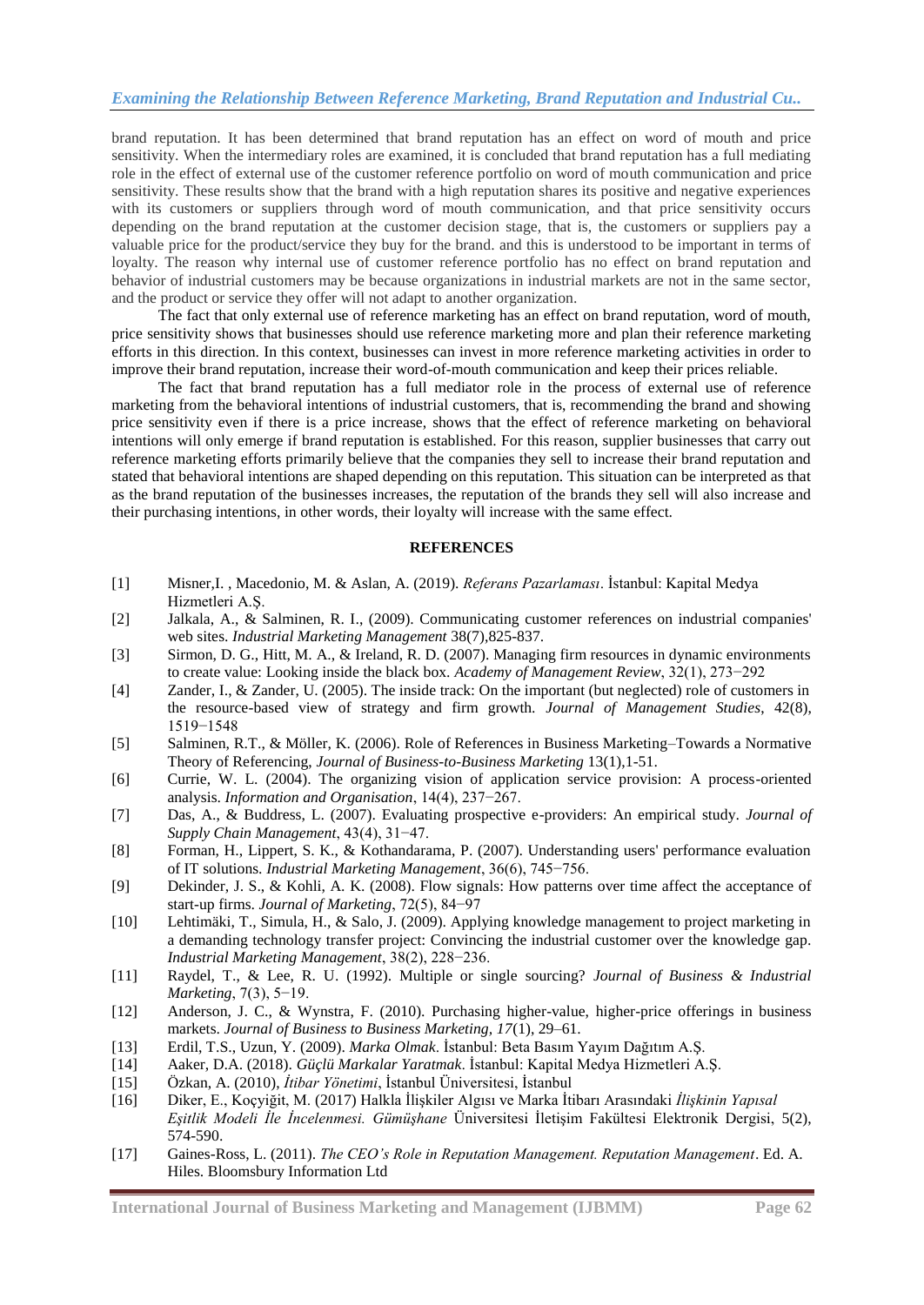brand reputation. It has been determined that brand reputation has an effect on word of mouth and price sensitivity. When the intermediary roles are examined, it is concluded that brand reputation has a full mediating role in the effect of external use of the customer reference portfolio on word of mouth communication and price sensitivity. These results show that the brand with a high reputation shares its positive and negative experiences with its customers or suppliers through word of mouth communication, and that price sensitivity occurs depending on the brand reputation at the customer decision stage, that is, the customers or suppliers pay a valuable price for the product/service they buy for the brand. and this is understood to be important in terms of loyalty. The reason why internal use of customer reference portfolio has no effect on brand reputation and behavior of industrial customers may be because organizations in industrial markets are not in the same sector, and the product or service they offer will not adapt to another organization.

The fact that only external use of reference marketing has an effect on brand reputation, word of mouth, price sensitivity shows that businesses should use reference marketing more and plan their reference marketing efforts in this direction. In this context, businesses can invest in more reference marketing activities in order to improve their brand reputation, increase their word-of-mouth communication and keep their prices reliable.

The fact that brand reputation has a full mediator role in the process of external use of reference marketing from the behavioral intentions of industrial customers, that is, recommending the brand and showing price sensitivity even if there is a price increase, shows that the effect of reference marketing on behavioral intentions will only emerge if brand reputation is established. For this reason, supplier businesses that carry out reference marketing efforts primarily believe that the companies they sell to increase their brand reputation and stated that behavioral intentions are shaped depending on this reputation. This situation can be interpreted as that as the brand reputation of the businesses increases, the reputation of the brands they sell will also increase and their purchasing intentions, in other words, their loyalty will increase with the same effect.

## REFERENCES

[1] Misner,I. , Macedonio, M. & Aslan, A. (2019). *Referans Pazarlaması*. İstanbul: Kapital Medya Hizmetleri A.Ş.

[2] Jalkala, A., & Salminen, R. I., (2009). Communicating customer references on industrial companies' web sites. *Industrial Marketing Management* 38(7),825-837.

[3] Sirmon, D. G., Hitt, M. A., & Ireland, R. D. (2007). Managing firm resources in dynamic environments to create value: Looking inside the black box. *Academy of Management Review*, 32(1), 273−292

[4] Zander, I., & Zander, U. (2005). The inside track: On the important (but neglected) role of customers in the resource-based view of strategy and firm growth. *Journal of Management Studies*, 42(8), 1519−1548

[5] Salminen, R.T., & Möller, K. (2006). Role of References in Business Marketing–Towards a Normative Theory of Referencing, *Journal of Business-to-Business Marketing* 13(1),1-51.

[6] Currie, W. L. (2004). The organizing vision of application service provision: A process-oriented analysis. *Information and Organisation*, 14(4), 237−267.

[7] Das, A., & Buddress, L. (2007). Evaluating prospective e-providers: An empirical study. *Journal of Supply Chain Management*, 43(4), 31−47.

[8] Forman, H., Lippert, S. K., & Kothandarama, P. (2007). Understanding users' performance evaluation of IT solutions. *Industrial Marketing Management*, 36(6), 745−756.

[9] Dekinder, J. S., & Kohli, A. K. (2008). Flow signals: How patterns over time affect the acceptance of start-up firms. *Journal of Marketing*, 72(5), 84−97

[10] Lehtimäki, T., Simula, H., & Salo, J. (2009). Applying knowledge management to project marketing in a demanding technology transfer project: Convincing the industrial customer over the knowledge gap. *Industrial Marketing Management*, 38(2), 228−236.

[11] Raydel, T., & Lee, R. U. (1992). Multiple or single sourcing? *Journal of Business & Industrial Marketing*, 7(3), 5−19.

[12] Anderson, J. C., & Wynstra, F. (2010). Purchasing higher-value, higher-price offerings in business markets. *Journal of Business to Business Marketing, 17*(1), 29–61.

[13] Erdil, T.S., Uzun, Y. (2009). *Marka Olmak*. İstanbul: Beta Basım Yayım Dağıtım A.Ş.

[14] Aaker, D.A. (2018). *Güçlü Markalar Yaratmak*. İstanbul: Kapital Medya Hizmetleri A.Ş.

[15] Özkan, A. (2010), *İtibar Yönetimi*, İstanbul Üniversitesi, İstanbul

[16] Diker, E., Koçyiğit, M. (2017) Halkla İlişkiler Algısı ve Marka İtibarı Arasındaki *İlişkinin Yapısal Eşitlik Modeli İle İncelenmesi. Gümüşhane* Üniversitesi İletişim Fakültesi Elektronik Dergisi, 5(2), 574-590.

[17] Gaines-Ross, L. (2011). *The CEO's Role in Reputation Management. Reputation Management*. Ed. A. Hiles. Bloomsbury Information Ltd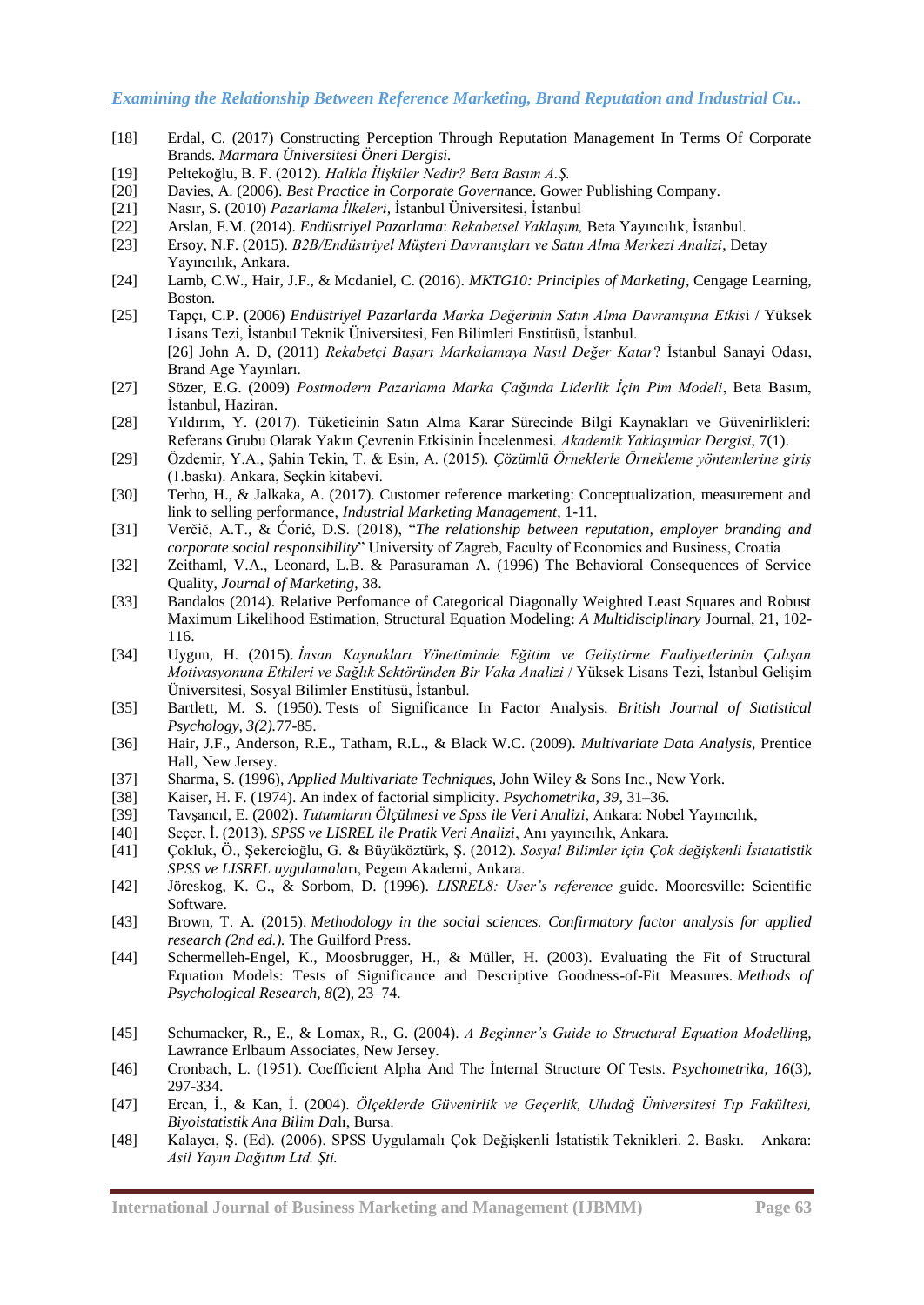[18] Erdal, C. (2017) Constructing Perception Through Reputation Management In Terms Of Corporate Brands. *Marmara Üniversitesi Öneri Dergisi.*

[19] Peltekoğlu, B. F. (2012). *Halkla İlişkiler Nedir? Beta Basım A.Ş.*

[20] Davies, A. (2006). *Best Practice in Corporate Gover*nance. Gower Publishing Company.

[21] Nasır, S. (2010) *Pazarlama İlkeleri*, İstanbul Üniversitesi, İstanbul

[22] Arslan, F.M. (2014). *Endüstriyel Pazarlama*: *Rekabetsel Yaklaşım,* Beta Yayıncılık, İstanbul.

[23] Ersoy, N.F. (2015). *B2B/Endüstriyel Müşteri Davranışları ve Satın Alma Merkezi Analizi*, Detay Yayıncılık, Ankara.

[24] Lamb, C.W., Hair, J.F., & Mcdaniel, C. (2016). *MKTG10: Principles of Marketing*, Cengage Learning, Boston.

[25] Tapçı, C.P. (2006) *Endüstriyel Pazarlarda Marka Değerinin Satın Alma Davranışına Etkis*i / Yüksek Lisans Tezi, İstanbul Teknik Üniversitesi, Fen Bilimleri Enstitüsü, İstanbul.
[26] John A. D, (2011) *Rekabetçi Başarı Markalamaya Nasıl Değer Katar*? İstanbul Sanayi Odası, Brand Age Yayınları.

[27] Sözer, E.G. (2009) *Postmodern Pazarlama Marka Çağında Liderlik İçin Pim Modeli*, Beta Basım, İstanbul, Haziran.

[28] Yıldırım, Y. (2017). Tüketicinin Satın Alma Karar Sürecinde Bilgi Kaynakları ve Güvenirlikleri: Referans Grubu Olarak Yakın Çevrenin Etkisinin İncelenmesi. *Akademik Yaklaşımlar Dergisi*, 7(1).

[29] Özdemir, Y.A., Şahin Tekin, T. & Esin, A. (2015). *Çözümlü Örneklerle Örnekleme yöntemlerine giriş* (1.baskı). Ankara, Seçkin kitabevi.

[30] Terho, H., & Jalkaka, A. (2017). Customer reference marketing: Conceptualization, measurement and link to selling performance, *Industrial Marketing Management*, 1-11.

[31] Verčič, A.T., & Ćorić, D.S. (2018), "*The relationship between reputation, employer branding and corporate social responsibility*" University of Zagreb, Faculty of Economics and Business, Croatia

[32] Zeithaml, V.A., Leonard, L.B. & Parasuraman A. (1996) The Behavioral Consequences of Service Quality, *Journal of Marketing*, 38.

[33] Bandalos (2014). Relative Perfomance of Categorical Diagonally Weighted Least Squares and Robust Maximum Likelihood Estimation, Structural Equation Modeling: *A Multidisciplinary* Journal, 21, 102-116.

[34] Uygun, H. (2015). *İnsan Kaynakları Yönetiminde Eğitim ve Geliştirme Faaliyetlerinin Çalışan Motivasyonuna Etkileri ve Sağlık Sektöründen Bir Vaka Analizi* / Yüksek Lisans Tezi, İstanbul Gelişim Üniversitesi, Sosyal Bilimler Enstitüsü, İstanbul.

[35] Bartlett, M. S. (1950). Tests of Significance In Factor Analysis. *British Journal of Statistical Psychology, 3(2).*77-85.

[36] Hair, J.F., Anderson, R.E., Tatham, R.L., & Black W.C. (2009). *Multivariate Data Analysis*, Prentice Hall, New Jersey.

[37] Sharma, S. (1996), *Applied Multivariate Techniques*, John Wiley & Sons Inc., New York.

[38] Kaiser, H. F. (1974). An index of factorial simplicity. *Psychometrika, 39*, 31–36.

[39] Tavşancıl, E. (2002). *Tutumların Ölçülmesi ve Spss ile Veri Analizi*, Ankara: Nobel Yayıncılık,

[40] Seçer, İ. (2013). *SPSS ve LISREL ile Pratik Veri Analizi*, Anı yayıncılık, Ankara.

[41] Çokluk, Ö., Şekercioğlu, G. & Büyüköztürk, Ş. (2012). *Sosyal Bilimler için Çok değişkenli İstatatistik SPSS ve LISREL uygulamala*rı, Pegem Akademi, Ankara.

[42] Jöreskog, K. G., & Sorbom, D. (1996). *LISREL8: User's reference g*uide. Mooresville: Scientific Software.

[43] Brown, T. A. (2015). *Methodology in the social sciences. Confirmatory factor analysis for applied research (2nd ed.).* The Guilford Press.

[44] Schermelleh-Engel, K., Moosbrugger, H., & Müller, H. (2003). Evaluating the Fit of Structural Equation Models: Tests of Significance and Descriptive Goodness-of-Fit Measures. *Methods of Psychological Research, 8*(2), 23–74.

[45] Schumacker, R., E., & Lomax, R., G. (2004). *A Beginner's Guide to Structural Equation Modellin*g, Lawrance Erlbaum Associates, New Jersey.

[46] Cronbach, L. (1951). Coefficient Alpha And The İnternal Structure Of Tests. *Psychometrika, 16*(3), 297-334.

[47] Ercan, İ., & Kan, İ. (2004). *Ölçeklerde Güvenirlik ve Geçerlik, Uludağ Üniversitesi Tıp Fakültesi, Biyoistatistik Ana Bilim Da*lı, Bursa.

[48] Kalaycı, Ş. (Ed). (2006). SPSS Uygulamalı Çok Değişkenli İstatistik Teknikleri. 2. Baskı. Ankara: *Asil Yayın Dağıtım Ltd. Şti.*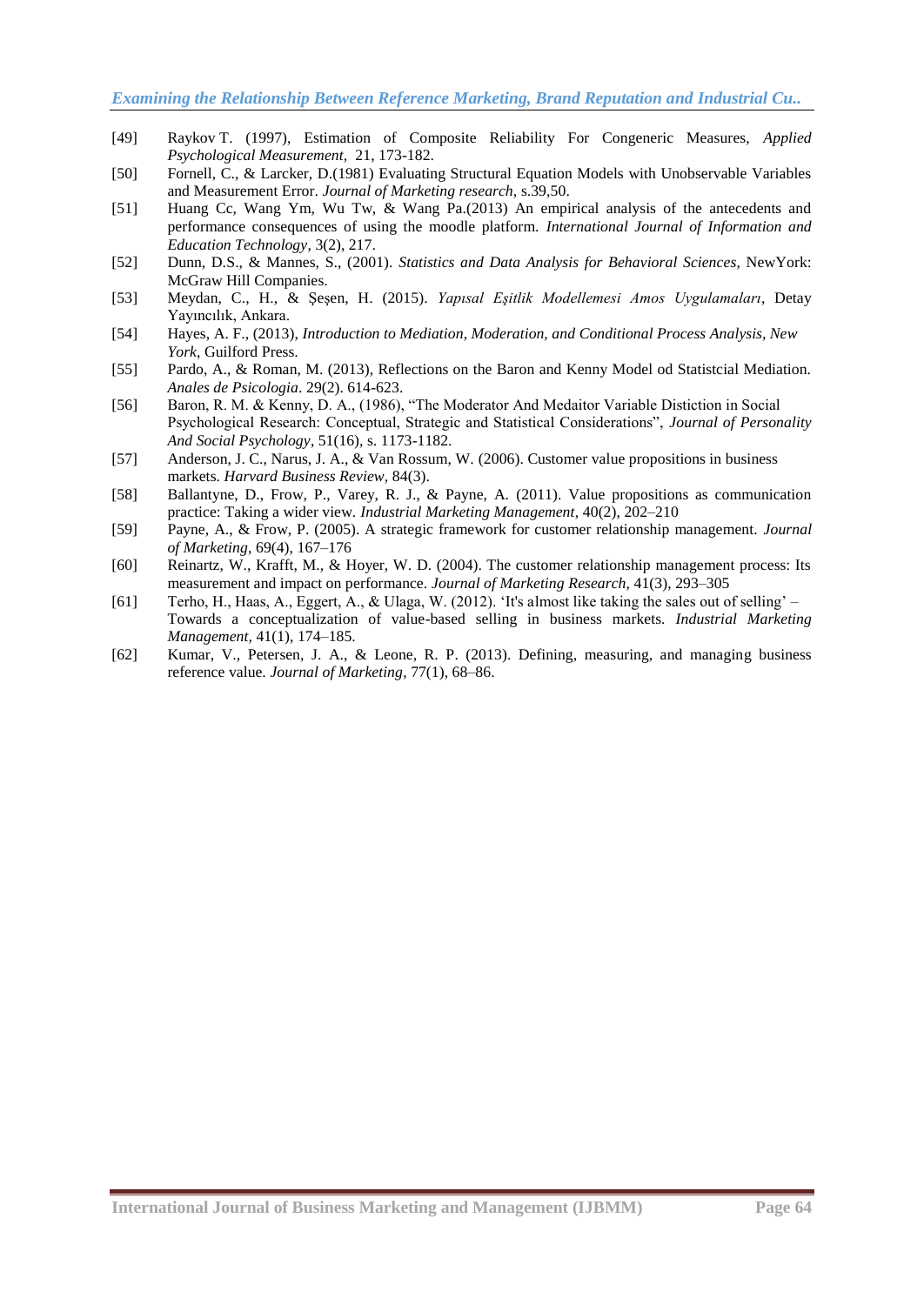[49] Raykov T. (1997), Estimation of Composite Reliability For Congeneric Measures, *Applied Psychological Measurement*, 21, 173-182.

[50] Fornell, C., & Larcker, D.(1981) Evaluating Structural Equation Models with Unobservable Variables and Measurement Error. *Journal of Marketing research*, s.39,50.

[51] Huang Cc, Wang Ym, Wu Tw, & Wang Pa.(2013) An empirical analysis of the antecedents and performance consequences of using the moodle platform. *International Journal of Information and Education Technology*, 3(2), 217.

[52] Dunn, D.S., & Mannes, S., (2001). *Statistics and Data Analysis for Behavioral Sciences*, NewYork: McGraw Hill Companies.

[53] Meydan, C., H., & Şeşen, H. (2015). *Yapısal Eşitlik Modellemesi Amos Uygulamaları*, Detay Yayıncılık, Ankara.

[54] Hayes, A. F., (2013), *Introduction to Mediation, Moderation, and Conditional Process Analysis, New York*, Guilford Press.

[55] Pardo, A., & Roman, M. (2013), Reflections on the Baron and Kenny Model od Statistcial Mediation. *Anales de Psicologia*. 29(2). 614-623.

[56] Baron, R. M. & Kenny, D. A., (1986), "The Moderator And Medaitor Variable Distiction in Social Psychological Research: Conceptual, Strategic and Statistical Considerations", *Journal of Personality And Social Psychology*, 51(16), s. 1173-1182.

[57] Anderson, J. C., Narus, J. A., & Van Rossum, W. (2006). Customer value propositions in business markets. *Harvard Business Review*, 84(3).

[58] Ballantyne, D., Frow, P., Varey, R. J., & Payne, A. (2011). Value propositions as communication practice: Taking a wider view. *Industrial Marketing Management*, 40(2), 202–210

[59] Payne, A., & Frow, P. (2005). A strategic framework for customer relationship management. *Journal of Marketing*, 69(4), 167–176

[60] Reinartz, W., Krafft, M., & Hoyer, W. D. (2004). The customer relationship management process: Its measurement and impact on performance. *Journal of Marketing Research,* 41(3), 293–305

[61] Terho, H., Haas, A., Eggert, A., & Ulaga, W. (2012). 'It's almost like taking the sales out of selling' – Towards a conceptualization of value-based selling in business markets. *Industrial Marketing Management,* 41(1), 174–185.

[62] Kumar, V., Petersen, J. A., & Leone, R. P. (2013). Defining, measuring, and managing business reference value. *Journal of Marketing*, 77(1), 68–86.